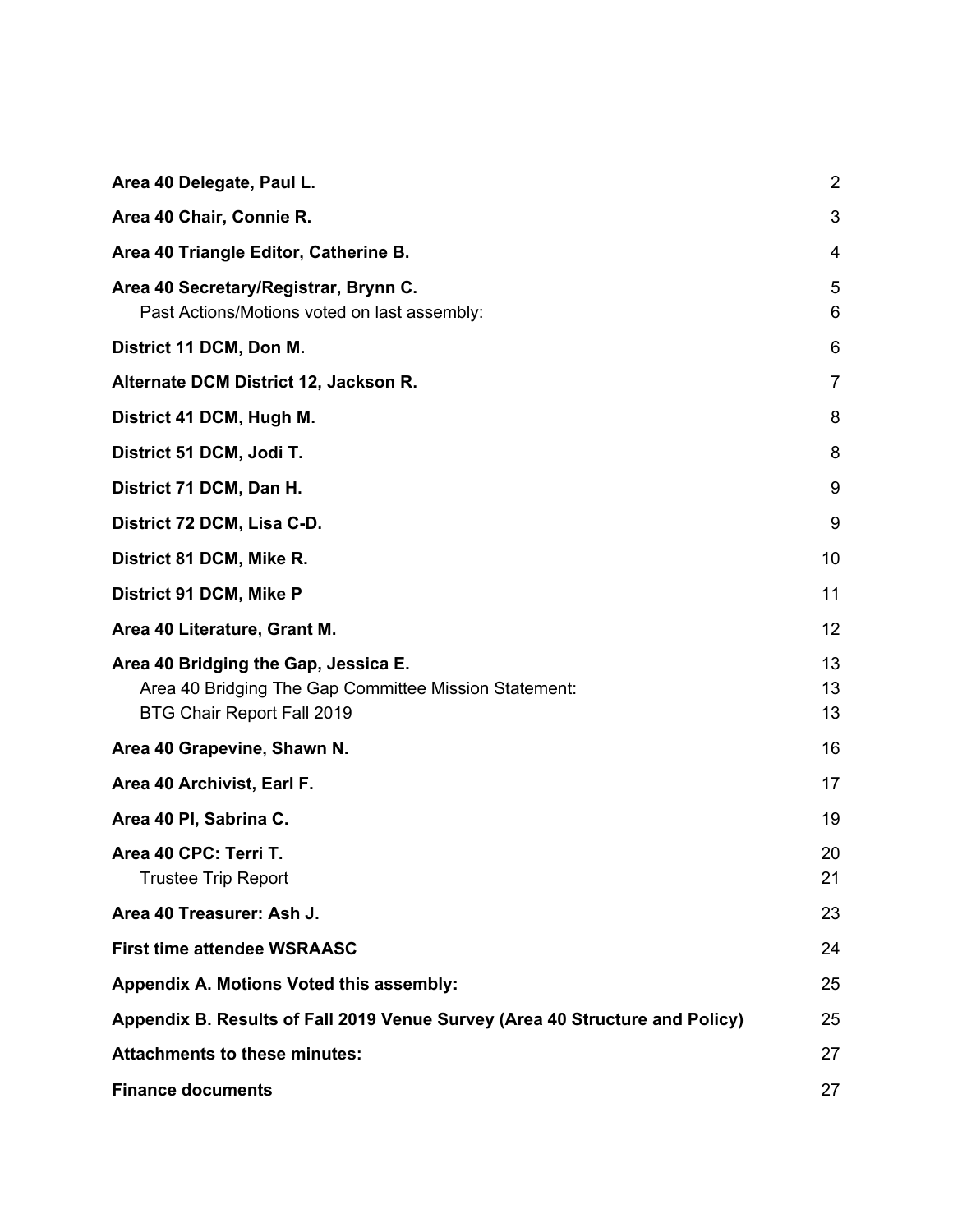| | |
|---|---|
| **Area 40 Delegate, Paul L.** | 2 |
| **Area 40 Chair, Connie R.** | 3 |
| **Area 40 Triangle Editor, Catherine B.** | 4 |
| **Area 40 Secretary/Registrar, Brynn C.** | 5 |
| Past Actions/Motions voted on last assembly: | 6 |
| **District 11 DCM, Don M.** | 6 |
| **Alternate DCM District 12, Jackson R.** | 7 |
| **District 41 DCM, Hugh M.** | 8 |
| **District 51 DCM, Jodi T.** | 8 |
| **District 71 DCM, Dan H.** | 9 |
| **District 72 DCM, Lisa C-D.** | 9 |
| **District 81 DCM, Mike R.** | 10 |
| **District 91 DCM, Mike P** | 11 |
| **Area 40 Literature, Grant M.** | 12 |
| **Area 40 Bridging the Gap, Jessica E.** | 13 |
| Area 40 Bridging The Gap Committee Mission Statement: | 13 |
| BTG Chair Report Fall 2019 | 13 |
| **Area 40 Grapevine, Shawn N.** | 16 |
| **Area 40 Archivist, Earl F.** | 17 |
| **Area 40 PI, Sabrina C.** | 19 |
| **Area 40 CPC: Terri T.** | 20 |
| Trustee Trip Report | 21 |
| **Area 40 Treasurer: Ash J.** | 23 |
| **First time attendee WSRAASC** | 24 |
| **Appendix A. Motions Voted this assembly:** | 25 |
| **Appendix B. Results of Fall 2019 Venue Survey (Area 40 Structure and Policy)** | 25 |
| **Attachments to these minutes:** | 27 |
| **Finance documents** | 27 |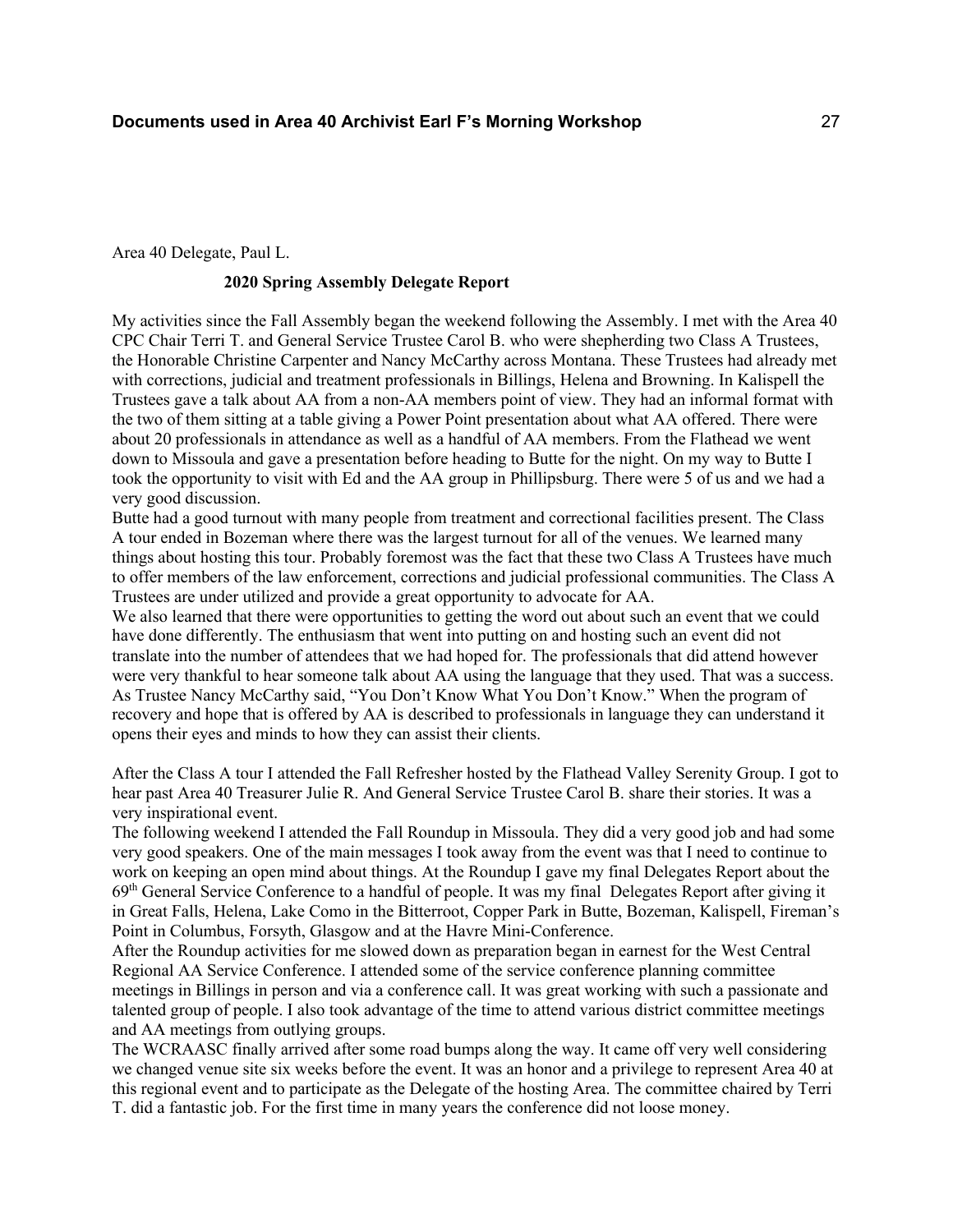Area 40 Delegate, Paul L.

**2020 Spring Assembly Delegate Report**

My activities since the Fall Assembly began the weekend following the Assembly. I met with the Area 40 CPC Chair Terri T. and General Service Trustee Carol B. who were shepherding two Class A Trustees, the Honorable Christine Carpenter and Nancy McCarthy across Montana. These Trustees had already met with corrections, judicial and treatment professionals in Billings, Helena and Browning. In Kalispell the Trustees gave a talk about AA from a non-AA members point of view. They had an informal format with the two of them sitting at a table giving a Power Point presentation about what AA offered. There were about 20 professionals in attendance as well as a handful of AA members. From the Flathead we went down to Missoula and gave a presentation before heading to Butte for the night. On my way to Butte I took the opportunity to visit with Ed and the AA group in Phillipsburg. There were 5 of us and we had a very good discussion.

Butte had a good turnout with many people from treatment and correctional facilities present. The Class A tour ended in Bozeman where there was the largest turnout for all of the venues. We learned many things about hosting this tour. Probably foremost was the fact that these two Class A Trustees have much to offer members of the law enforcement, corrections and judicial professional communities. The Class A Trustees are under utilized and provide a great opportunity to advocate for AA.

We also learned that there were opportunities to getting the word out about such an event that we could have done differently. The enthusiasm that went into putting on and hosting such an event did not translate into the number of attendees that we had hoped for. The professionals that did attend however were very thankful to hear someone talk about AA using the language that they used. That was a success. As Trustee Nancy McCarthy said, "You Don't Know What You Don't Know." When the program of recovery and hope that is offered by AA is described to professionals in language they can understand it opens their eyes and minds to how they can assist their clients.

After the Class A tour I attended the Fall Refresher hosted by the Flathead Valley Serenity Group. I got to hear past Area 40 Treasurer Julie R. And General Service Trustee Carol B. share their stories. It was a very inspirational event.

The following weekend I attended the Fall Roundup in Missoula. They did a very good job and had some very good speakers. One of the main messages I took away from the event was that I need to continue to work on keeping an open mind about things. At the Roundup I gave my final Delegates Report about the 69th General Service Conference to a handful of people. It was my final Delegates Report after giving it in Great Falls, Helena, Lake Como in the Bitterroot, Copper Park in Butte, Bozeman, Kalispell, Fireman's Point in Columbus, Forsyth, Glasgow and at the Havre Mini-Conference.

After the Roundup activities for me slowed down as preparation began in earnest for the West Central Regional AA Service Conference. I attended some of the service conference planning committee meetings in Billings in person and via a conference call. It was great working with such a passionate and talented group of people. I also took advantage of the time to attend various district committee meetings and AA meetings from outlying groups.

The WCRAASC finally arrived after some road bumps along the way. It came off very well considering we changed venue site six weeks before the event. It was an honor and a privilege to represent Area 40 at this regional event and to participate as the Delegate of the hosting Area. The committee chaired by Terri T. did a fantastic job. For the first time in many years the conference did not loose money.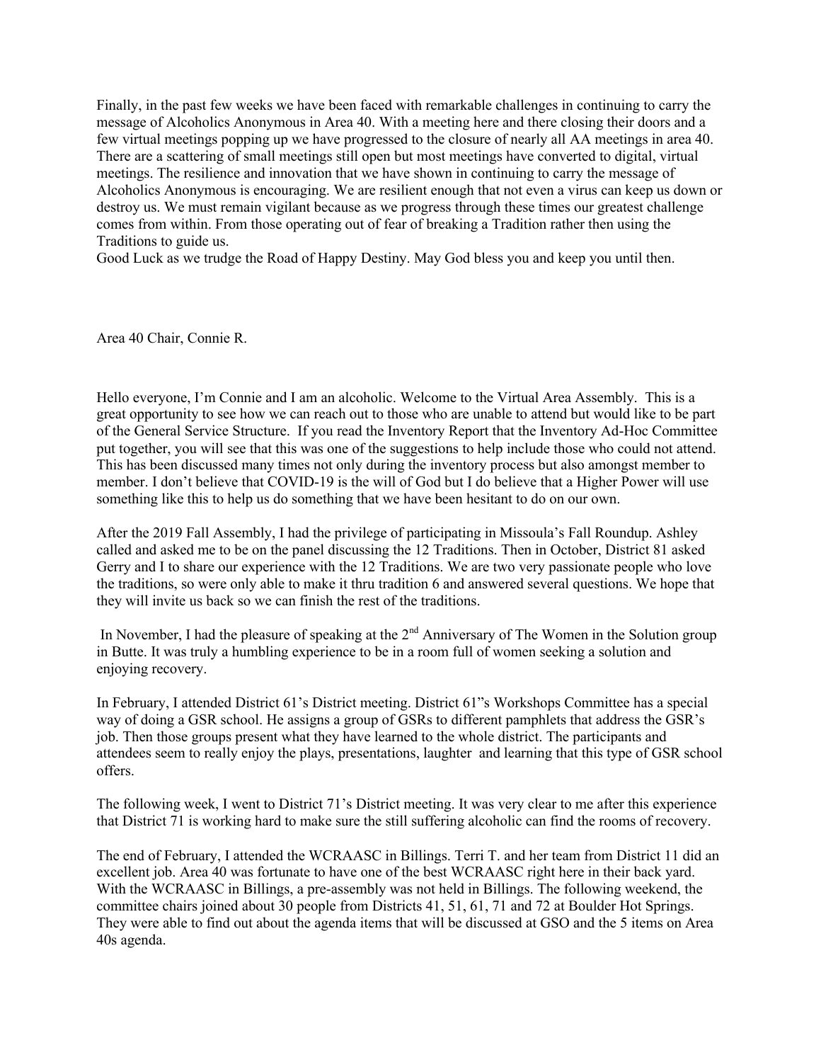Finally, in the past few weeks we have been faced with remarkable challenges in continuing to carry the message of Alcoholics Anonymous in Area 40. With a meeting here and there closing their doors and a few virtual meetings popping up we have progressed to the closure of nearly all AA meetings in area 40. There are a scattering of small meetings still open but most meetings have converted to digital, virtual meetings. The resilience and innovation that we have shown in continuing to carry the message of Alcoholics Anonymous is encouraging. We are resilient enough that not even a virus can keep us down or destroy us. We must remain vigilant because as we progress through these times our greatest challenge comes from within. From those operating out of fear of breaking a Tradition rather then using the Traditions to guide us.

Good Luck as we trudge the Road of Happy Destiny. May God bless you and keep you until then.

Area 40 Chair, Connie R.

Hello everyone, I'm Connie and I am an alcoholic. Welcome to the Virtual Area Assembly. This is a great opportunity to see how we can reach out to those who are unable to attend but would like to be part of the General Service Structure. If you read the Inventory Report that the Inventory Ad-Hoc Committee put together, you will see that this was one of the suggestions to help include those who could not attend. This has been discussed many times not only during the inventory process but also amongst member to member. I don't believe that COVID-19 is the will of God but I do believe that a Higher Power will use something like this to help us do something that we have been hesitant to do on our own.

After the 2019 Fall Assembly, I had the privilege of participating in Missoula's Fall Roundup. Ashley called and asked me to be on the panel discussing the 12 Traditions. Then in October, District 81 asked Gerry and I to share our experience with the 12 Traditions. We are two very passionate people who love the traditions, so were only able to make it thru tradition 6 and answered several questions. We hope that they will invite us back so we can finish the rest of the traditions.

In November, I had the pleasure of speaking at the 2nd Anniversary of The Women in the Solution group in Butte. It was truly a humbling experience to be in a room full of women seeking a solution and enjoying recovery.

In February, I attended District 61's District meeting. District 61"s Workshops Committee has a special way of doing a GSR school. He assigns a group of GSRs to different pamphlets that address the GSR's job. Then those groups present what they have learned to the whole district. The participants and attendees seem to really enjoy the plays, presentations, laughter and learning that this type of GSR school offers.

The following week, I went to District 71's District meeting. It was very clear to me after this experience that District 71 is working hard to make sure the still suffering alcoholic can find the rooms of recovery.

The end of February, I attended the WCRAASC in Billings. Terri T. and her team from District 11 did an excellent job. Area 40 was fortunate to have one of the best WCRAASC right here in their back yard. With the WCRAASC in Billings, a pre-assembly was not held in Billings. The following weekend, the committee chairs joined about 30 people from Districts 41, 51, 61, 71 and 72 at Boulder Hot Springs. They were able to find out about the agenda items that will be discussed at GSO and the 5 items on Area 40s agenda.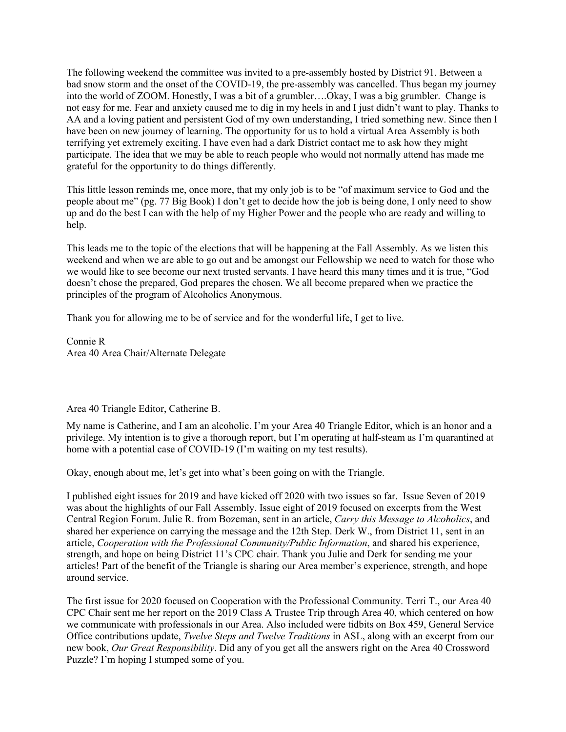The following weekend the committee was invited to a pre-assembly hosted by District 91. Between a bad snow storm and the onset of the COVID-19, the pre-assembly was cancelled. Thus began my journey into the world of ZOOM. Honestly, I was a bit of a grumbler….Okay, I was a big grumbler. Change is not easy for me. Fear and anxiety caused me to dig in my heels in and I just didn't want to play. Thanks to AA and a loving patient and persistent God of my own understanding, I tried something new. Since then I have been on new journey of learning. The opportunity for us to hold a virtual Area Assembly is both terrifying yet extremely exciting. I have even had a dark District contact me to ask how they might participate. The idea that we may be able to reach people who would not normally attend has made me grateful for the opportunity to do things differently.

This little lesson reminds me, once more, that my only job is to be "of maximum service to God and the people about me" (pg. 77 Big Book) I don't get to decide how the job is being done, I only need to show up and do the best I can with the help of my Higher Power and the people who are ready and willing to help.

This leads me to the topic of the elections that will be happening at the Fall Assembly. As we listen this weekend and when we are able to go out and be amongst our Fellowship we need to watch for those who we would like to see become our next trusted servants. I have heard this many times and it is true, "God doesn't chose the prepared, God prepares the chosen. We all become prepared when we practice the principles of the program of Alcoholics Anonymous.

Thank you for allowing me to be of service and for the wonderful life, I get to live.

Connie R
Area 40 Area Chair/Alternate Delegate

Area 40 Triangle Editor, Catherine B.

My name is Catherine, and I am an alcoholic. I'm your Area 40 Triangle Editor, which is an honor and a privilege. My intention is to give a thorough report, but I'm operating at half-steam as I'm quarantined at home with a potential case of COVID-19 (I'm waiting on my test results).

Okay, enough about me, let's get into what's been going on with the Triangle.

I published eight issues for 2019 and have kicked off 2020 with two issues so far. Issue Seven of 2019 was about the highlights of our Fall Assembly. Issue eight of 2019 focused on excerpts from the West Central Region Forum. Julie R. from Bozeman, sent in an article, *Carry this Message to Alcoholics*, and shared her experience on carrying the message and the 12th Step. Derk W., from District 11, sent in an article, *Cooperation with the Professional Community/Public Information*, and shared his experience, strength, and hope on being District 11's CPC chair. Thank you Julie and Derk for sending me your articles! Part of the benefit of the Triangle is sharing our Area member's experience, strength, and hope around service.

The first issue for 2020 focused on Cooperation with the Professional Community. Terri T., our Area 40 CPC Chair sent me her report on the 2019 Class A Trustee Trip through Area 40, which centered on how we communicate with professionals in our Area. Also included were tidbits on Box 459, General Service Office contributions update, *Twelve Steps and Twelve Traditions* in ASL, along with an excerpt from our new book, *Our Great Responsibility*. Did any of you get all the answers right on the Area 40 Crossword Puzzle? I'm hoping I stumped some of you.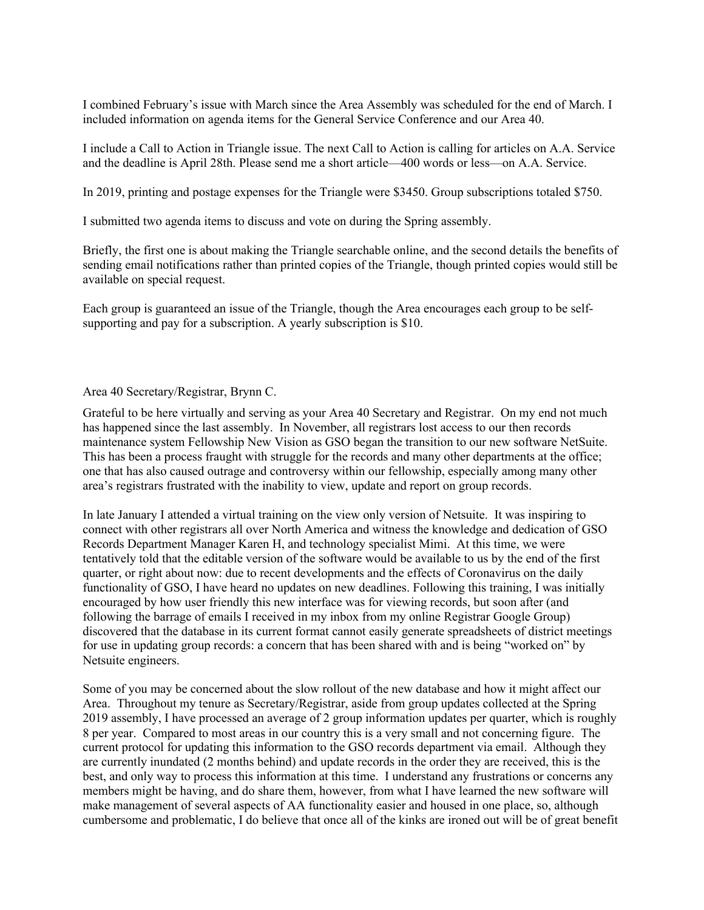I combined February's issue with March since the Area Assembly was scheduled for the end of March. I included information on agenda items for the General Service Conference and our Area 40.

I include a Call to Action in Triangle issue. The next Call to Action is calling for articles on A.A. Service and the deadline is April 28th. Please send me a short article—400 words or less—on A.A. Service.

In 2019, printing and postage expenses for the Triangle were $3450. Group subscriptions totaled $750.

I submitted two agenda items to discuss and vote on during the Spring assembly.

Briefly, the first one is about making the Triangle searchable online, and the second details the benefits of sending email notifications rather than printed copies of the Triangle, though printed copies would still be available on special request.

Each group is guaranteed an issue of the Triangle, though the Area encourages each group to be self-supporting and pay for a subscription. A yearly subscription is $10.

Area 40 Secretary/Registrar, Brynn C.

Grateful to be here virtually and serving as your Area 40 Secretary and Registrar. On my end not much has happened since the last assembly. In November, all registrars lost access to our then records maintenance system Fellowship New Vision as GSO began the transition to our new software NetSuite. This has been a process fraught with struggle for the records and many other departments at the office; one that has also caused outrage and controversy within our fellowship, especially among many other area's registrars frustrated with the inability to view, update and report on group records.

In late January I attended a virtual training on the view only version of Netsuite. It was inspiring to connect with other registrars all over North America and witness the knowledge and dedication of GSO Records Department Manager Karen H, and technology specialist Mimi. At this time, we were tentatively told that the editable version of the software would be available to us by the end of the first quarter, or right about now: due to recent developments and the effects of Coronavirus on the daily functionality of GSO, I have heard no updates on new deadlines. Following this training, I was initially encouraged by how user friendly this new interface was for viewing records, but soon after (and following the barrage of emails I received in my inbox from my online Registrar Google Group) discovered that the database in its current format cannot easily generate spreadsheets of district meetings for use in updating group records: a concern that has been shared with and is being "worked on" by Netsuite engineers.

Some of you may be concerned about the slow rollout of the new database and how it might affect our Area. Throughout my tenure as Secretary/Registrar, aside from group updates collected at the Spring 2019 assembly, I have processed an average of 2 group information updates per quarter, which is roughly 8 per year. Compared to most areas in our country this is a very small and not concerning figure. The current protocol for updating this information to the GSO records department via email. Although they are currently inundated (2 months behind) and update records in the order they are received, this is the best, and only way to process this information at this time. I understand any frustrations or concerns any members might be having, and do share them, however, from what I have learned the new software will make management of several aspects of AA functionality easier and housed in one place, so, although cumbersome and problematic, I do believe that once all of the kinks are ironed out will be of great benefit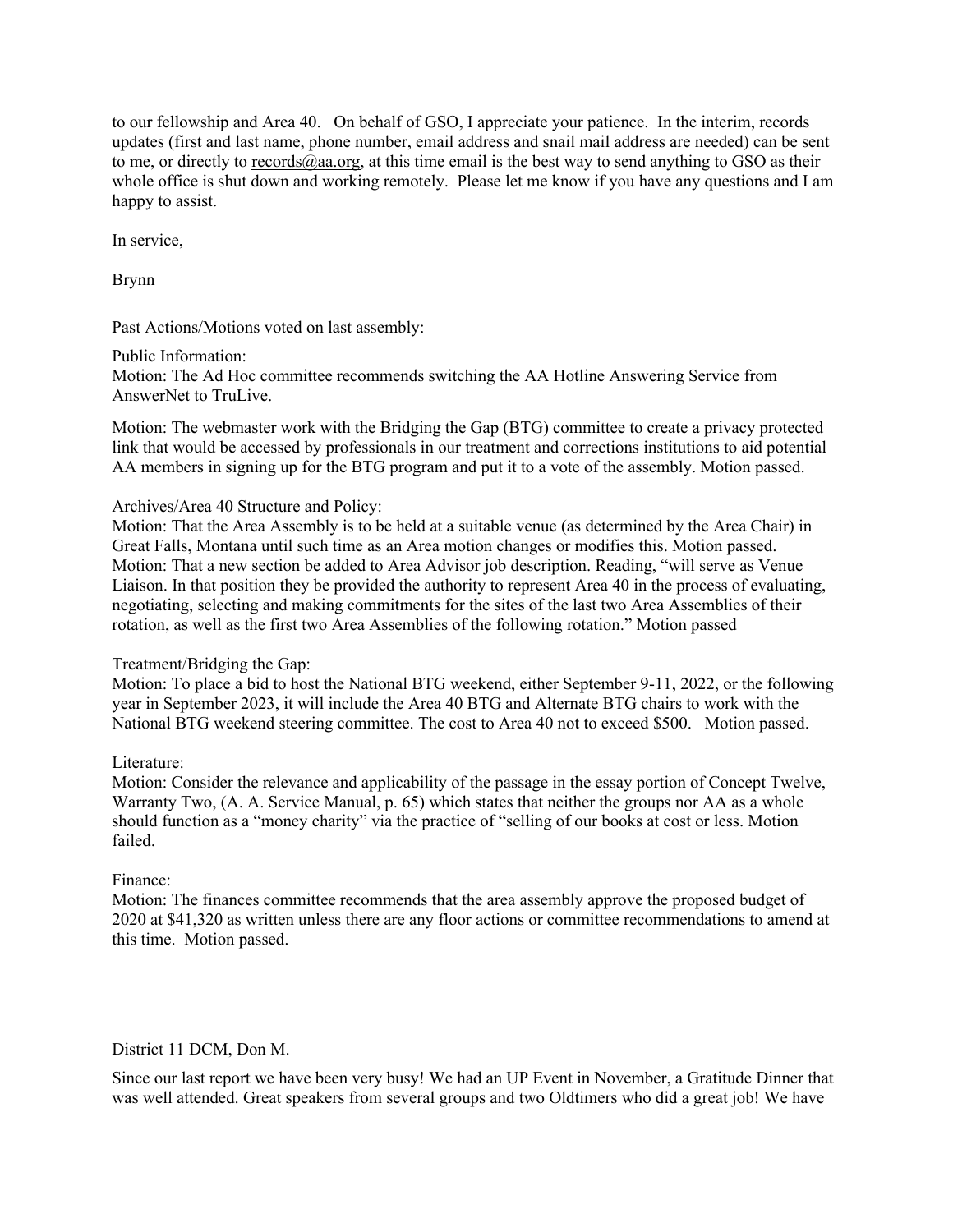to our fellowship and Area 40. On behalf of GSO, I appreciate your patience. In the interim, records updates (first and last name, phone number, email address and snail mail address are needed) can be sent to me, or directly to records@aa.org, at this time email is the best way to send anything to GSO as their whole office is shut down and working remotely. Please let me know if you have any questions and I am happy to assist.

In service,

Brynn

Past Actions/Motions voted on last assembly:

Public Information:
Motion: The Ad Hoc committee recommends switching the AA Hotline Answering Service from AnswerNet to TruLive.

Motion: The webmaster work with the Bridging the Gap (BTG) committee to create a privacy protected link that would be accessed by professionals in our treatment and corrections institutions to aid potential AA members in signing up for the BTG program and put it to a vote of the assembly. Motion passed.

Archives/Area 40 Structure and Policy:
Motion: That the Area Assembly is to be held at a suitable venue (as determined by the Area Chair) in Great Falls, Montana until such time as an Area motion changes or modifies this. Motion passed.
Motion: That a new section be added to Area Advisor job description. Reading, "will serve as Venue Liaison. In that position they be provided the authority to represent Area 40 in the process of evaluating, negotiating, selecting and making commitments for the sites of the last two Area Assemblies of their rotation, as well as the first two Area Assemblies of the following rotation." Motion passed

Treatment/Bridging the Gap:
Motion: To place a bid to host the National BTG weekend, either September 9-11, 2022, or the following year in September 2023, it will include the Area 40 BTG and Alternate BTG chairs to work with the National BTG weekend steering committee. The cost to Area 40 not to exceed $500. Motion passed.

Literature:
Motion: Consider the relevance and applicability of the passage in the essay portion of Concept Twelve, Warranty Two, (A. A. Service Manual, p. 65) which states that neither the groups nor AA as a whole should function as a "money charity" via the practice of "selling of our books at cost or less. Motion failed.

Finance:
Motion: The finances committee recommends that the area assembly approve the proposed budget of 2020 at $41,320 as written unless there are any floor actions or committee recommendations to amend at this time. Motion passed.

District 11 DCM, Don M.

Since our last report we have been very busy! We had an UP Event in November, a Gratitude Dinner that was well attended. Great speakers from several groups and two Oldtimers who did a great job! We have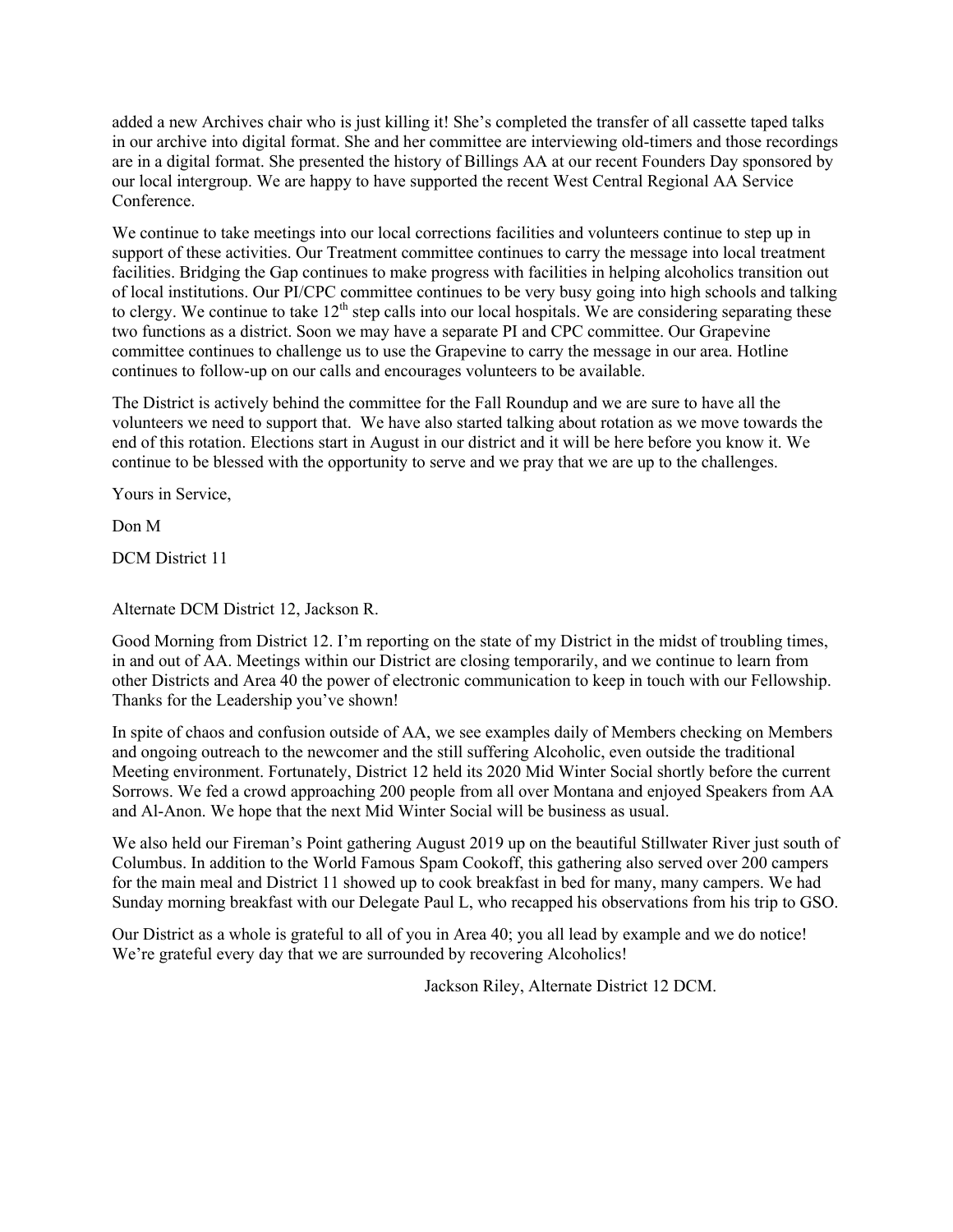added a new Archives chair who is just killing it! She's completed the transfer of all cassette taped talks in our archive into digital format. She and her committee are interviewing old-timers and those recordings are in a digital format. She presented the history of Billings AA at our recent Founders Day sponsored by our local intergroup. We are happy to have supported the recent West Central Regional AA Service Conference.

We continue to take meetings into our local corrections facilities and volunteers continue to step up in support of these activities. Our Treatment committee continues to carry the message into local treatment facilities. Bridging the Gap continues to make progress with facilities in helping alcoholics transition out of local institutions. Our PI/CPC committee continues to be very busy going into high schools and talking to clergy. We continue to take 12th step calls into our local hospitals. We are considering separating these two functions as a district. Soon we may have a separate PI and CPC committee. Our Grapevine committee continues to challenge us to use the Grapevine to carry the message in our area. Hotline continues to follow-up on our calls and encourages volunteers to be available.

The District is actively behind the committee for the Fall Roundup and we are sure to have all the volunteers we need to support that. We have also started talking about rotation as we move towards the end of this rotation. Elections start in August in our district and it will be here before you know it. We continue to be blessed with the opportunity to serve and we pray that we are up to the challenges.

Yours in Service,

Don M

DCM District 11

Alternate DCM District 12, Jackson R.

Good Morning from District 12. I'm reporting on the state of my District in the midst of troubling times, in and out of AA. Meetings within our District are closing temporarily, and we continue to learn from other Districts and Area 40 the power of electronic communication to keep in touch with our Fellowship. Thanks for the Leadership you've shown!

In spite of chaos and confusion outside of AA, we see examples daily of Members checking on Members and ongoing outreach to the newcomer and the still suffering Alcoholic, even outside the traditional Meeting environment. Fortunately, District 12 held its 2020 Mid Winter Social shortly before the current Sorrows. We fed a crowd approaching 200 people from all over Montana and enjoyed Speakers from AA and Al-Anon. We hope that the next Mid Winter Social will be business as usual.

We also held our Fireman's Point gathering August 2019 up on the beautiful Stillwater River just south of Columbus. In addition to the World Famous Spam Cookoff, this gathering also served over 200 campers for the main meal and District 11 showed up to cook breakfast in bed for many, many campers. We had Sunday morning breakfast with our Delegate Paul L, who recapped his observations from his trip to GSO.

Our District as a whole is grateful to all of you in Area 40; you all lead by example and we do notice! We're grateful every day that we are surrounded by recovering Alcoholics!

Jackson Riley, Alternate District 12 DCM.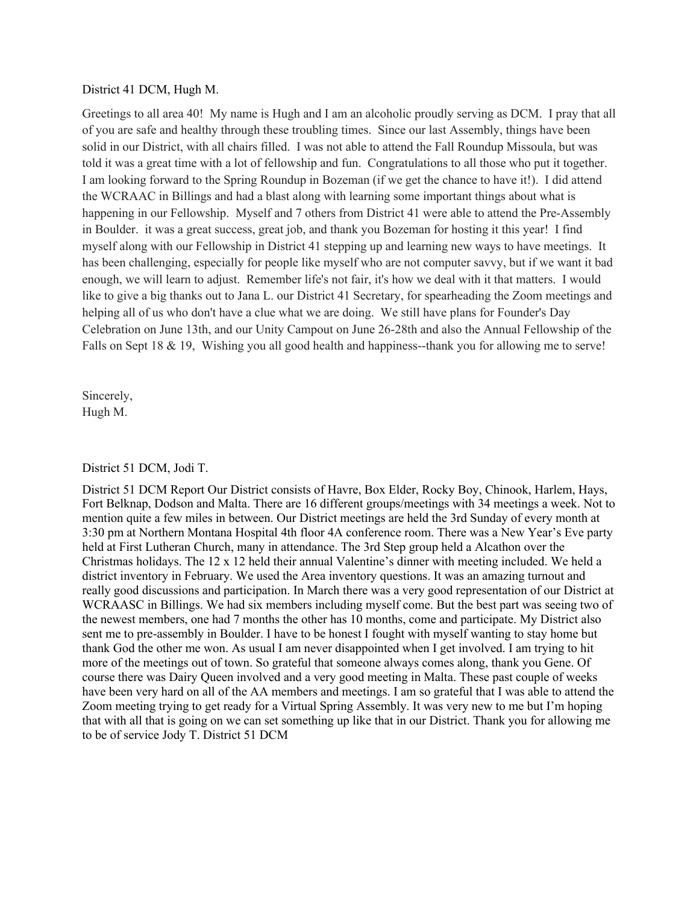District 41 DCM, Hugh M.

Greetings to all area 40! My name is Hugh and I am an alcoholic proudly serving as DCM. I pray that all of you are safe and healthy through these troubling times. Since our last Assembly, things have been solid in our District, with all chairs filled. I was not able to attend the Fall Roundup Missoula, but was told it was a great time with a lot of fellowship and fun. Congratulations to all those who put it together. I am looking forward to the Spring Roundup in Bozeman (if we get the chance to have it!). I did attend the WCRAAC in Billings and had a blast along with learning some important things about what is happening in our Fellowship. Myself and 7 others from District 41 were able to attend the Pre-Assembly in Boulder. it was a great success, great job, and thank you Bozeman for hosting it this year! I find myself along with our Fellowship in District 41 stepping up and learning new ways to have meetings. It has been challenging, especially for people like myself who are not computer savvy, but if we want it bad enough, we will learn to adjust. Remember life's not fair, it's how we deal with it that matters. I would like to give a big thanks out to Jana L. our District 41 Secretary, for spearheading the Zoom meetings and helping all of us who don't have a clue what we are doing. We still have plans for Founder's Day Celebration on June 13th, and our Unity Campout on June 26-28th and also the Annual Fellowship of the Falls on Sept 18 & 19, Wishing you all good health and happiness--thank you for allowing me to serve!

Sincerely,
Hugh M.

District 51 DCM, Jodi T.

District 51 DCM Report Our District consists of Havre, Box Elder, Rocky Boy, Chinook, Harlem, Hays, Fort Belknap, Dodson and Malta. There are 16 different groups/meetings with 34 meetings a week. Not to mention quite a few miles in between. Our District meetings are held the 3rd Sunday of every month at 3:30 pm at Northern Montana Hospital 4th floor 4A conference room. There was a New Year's Eve party held at First Lutheran Church, many in attendance. The 3rd Step group held a Alcathon over the Christmas holidays. The 12 x 12 held their annual Valentine's dinner with meeting included. We held a district inventory in February. We used the Area inventory questions. It was an amazing turnout and really good discussions and participation. In March there was a very good representation of our District at WCRAASC in Billings. We had six members including myself come. But the best part was seeing two of the newest members, one had 7 months the other has 10 months, come and participate. My District also sent me to pre-assembly in Boulder. I have to be honest I fought with myself wanting to stay home but thank God the other me won. As usual I am never disappointed when I get involved. I am trying to hit more of the meetings out of town. So grateful that someone always comes along, thank you Gene. Of course there was Dairy Queen involved and a very good meeting in Malta. These past couple of weeks have been very hard on all of the AA members and meetings. I am so grateful that I was able to attend the Zoom meeting trying to get ready for a Virtual Spring Assembly. It was very new to me but I'm hoping that with all that is going on we can set something up like that in our District. Thank you for allowing me to be of service Jody T. District 51 DCM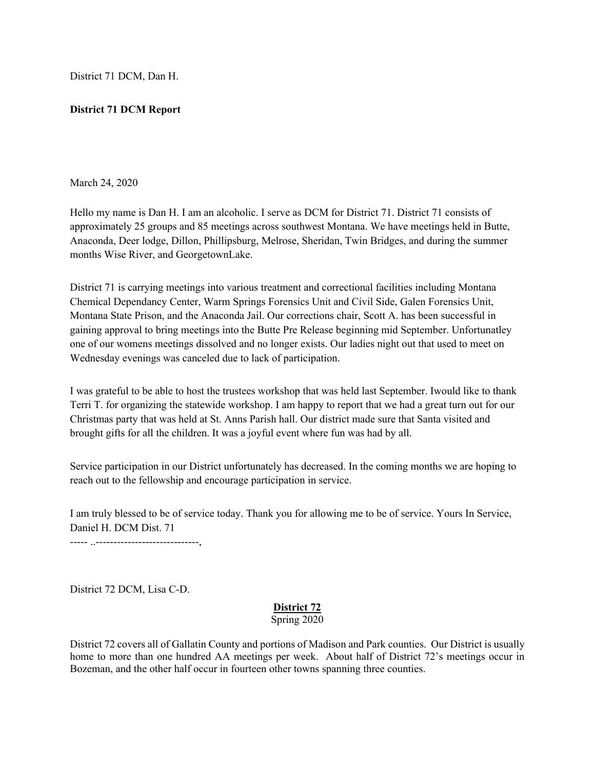District 71 DCM, Dan H.

**District 71 DCM Report**

March 24, 2020

Hello my name is Dan H. I am an alcoholic. I serve as DCM for District 71. District 71 consists of approximately 25 groups and 85 meetings across southwest Montana. We have meetings held in Butte, Anaconda, Deer lodge, Dillon, Phillipsburg, Melrose, Sheridan, Twin Bridges, and during the summer months Wise River, and GeorgetownLake.

District 71 is carrying meetings into various treatment and correctional facilities including Montana Chemical Dependancy Center, Warm Springs Forensics Unit and Civil Side, Galen Forensics Unit, Montana State Prison, and the Anaconda Jail. Our corrections chair, Scott A. has been successful in gaining approval to bring meetings into the Butte Pre Release beginning mid September. Unfortunatley one of our womens meetings dissolved and no longer exists. Our ladies night out that used to meet on Wednesday evenings was canceled due to lack of participation.

I was grateful to be able to host the trustees workshop that was held last September. Iwould like to thank Terri T. for organizing the statewide workshop. I am happy to report that we had a great turn out for our Christmas party that was held at St. Anns Parish hall. Our district made sure that Santa visited and brought gifts for all the children. It was a joyful event where fun was had by all.

Service participation in our District unfortunately has decreased. In the coming months we are hoping to reach out to the fellowship and encourage participation in service.

I am truly blessed to be of service today. Thank you for allowing me to be of service. Yours In Service, Daniel H. DCM Dist. 71

----- ..-----------------------------,

District 72 DCM, Lisa C-D.

**District 72**

Spring 2020

District 72 covers all of Gallatin County and portions of Madison and Park counties. Our District is usually home to more than one hundred AA meetings per week. About half of District 72's meetings occur in Bozeman, and the other half occur in fourteen other towns spanning three counties.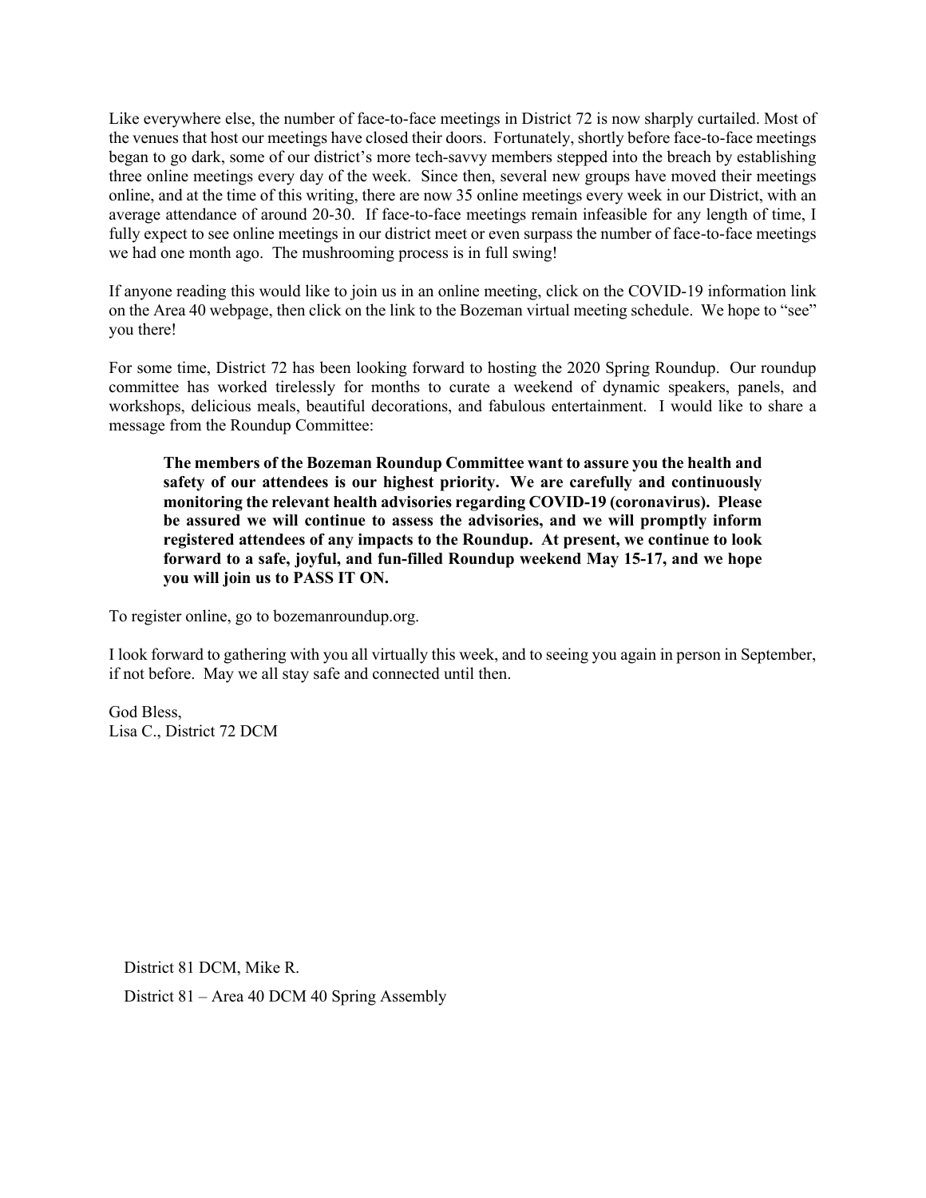Like everywhere else, the number of face-to-face meetings in District 72 is now sharply curtailed. Most of the venues that host our meetings have closed their doors. Fortunately, shortly before face-to-face meetings began to go dark, some of our district's more tech-savvy members stepped into the breach by establishing three online meetings every day of the week. Since then, several new groups have moved their meetings online, and at the time of this writing, there are now 35 online meetings every week in our District, with an average attendance of around 20-30. If face-to-face meetings remain infeasible for any length of time, I fully expect to see online meetings in our district meet or even surpass the number of face-to-face meetings we had one month ago. The mushrooming process is in full swing!

If anyone reading this would like to join us in an online meeting, click on the COVID-19 information link on the Area 40 webpage, then click on the link to the Bozeman virtual meeting schedule. We hope to "see" you there!

For some time, District 72 has been looking forward to hosting the 2020 Spring Roundup. Our roundup committee has worked tirelessly for months to curate a weekend of dynamic speakers, panels, and workshops, delicious meals, beautiful decorations, and fabulous entertainment. I would like to share a message from the Roundup Committee:

> **The members of the Bozeman Roundup Committee want to assure you the health and safety of our attendees is our highest priority. We are carefully and continuously monitoring the relevant health advisories regarding COVID-19 (coronavirus). Please be assured we will continue to assess the advisories, and we will promptly inform registered attendees of any impacts to the Roundup. At present, we continue to look forward to a safe, joyful, and fun-filled Roundup weekend May 15-17, and we hope you will join us to PASS IT ON.**

To register online, go to bozemanroundup.org.

I look forward to gathering with you all virtually this week, and to seeing you again in person in September, if not before. May we all stay safe and connected until then.

God Bless,
Lisa C., District 72 DCM

District 81 DCM, Mike R.

District 81 – Area 40 DCM 40 Spring Assembly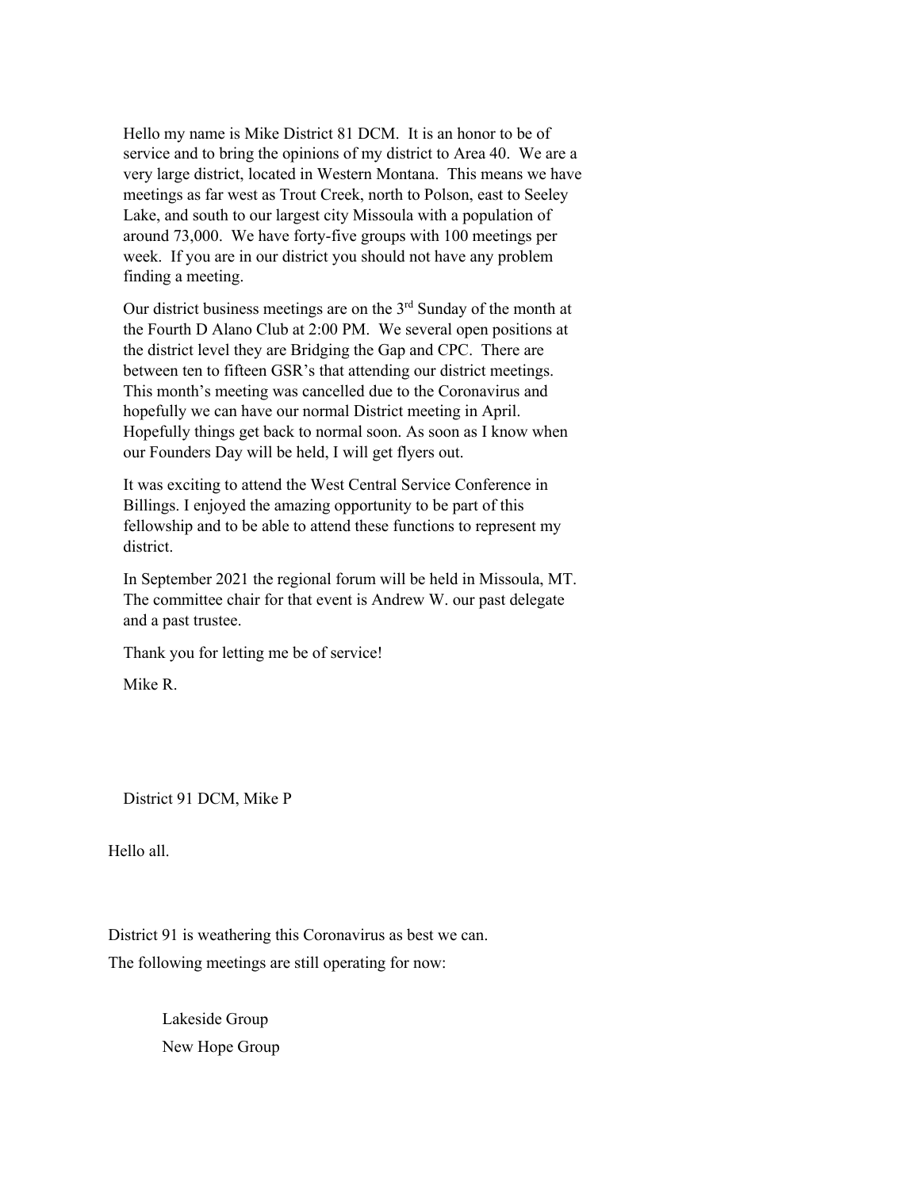Hello my name is Mike District 81 DCM. It is an honor to be of service and to bring the opinions of my district to Area 40. We are a very large district, located in Western Montana. This means we have meetings as far west as Trout Creek, north to Polson, east to Seeley Lake, and south to our largest city Missoula with a population of around 73,000. We have forty-five groups with 100 meetings per week. If you are in our district you should not have any problem finding a meeting.

Our district business meetings are on the 3rd Sunday of the month at the Fourth D Alano Club at 2:00 PM. We several open positions at the district level they are Bridging the Gap and CPC. There are between ten to fifteen GSR's that attending our district meetings. This month's meeting was cancelled due to the Coronavirus and hopefully we can have our normal District meeting in April. Hopefully things get back to normal soon. As soon as I know when our Founders Day will be held, I will get flyers out.

It was exciting to attend the West Central Service Conference in Billings. I enjoyed the amazing opportunity to be part of this fellowship and to be able to attend these functions to represent my district.

In September 2021 the regional forum will be held in Missoula, MT. The committee chair for that event is Andrew W. our past delegate and a past trustee.

Thank you for letting me be of service!

Mike R.

District 91 DCM, Mike P

Hello all.

District 91 is weathering this Coronavirus as best we can.

The following meetings are still operating for now:

- Lakeside Group
- New Hope Group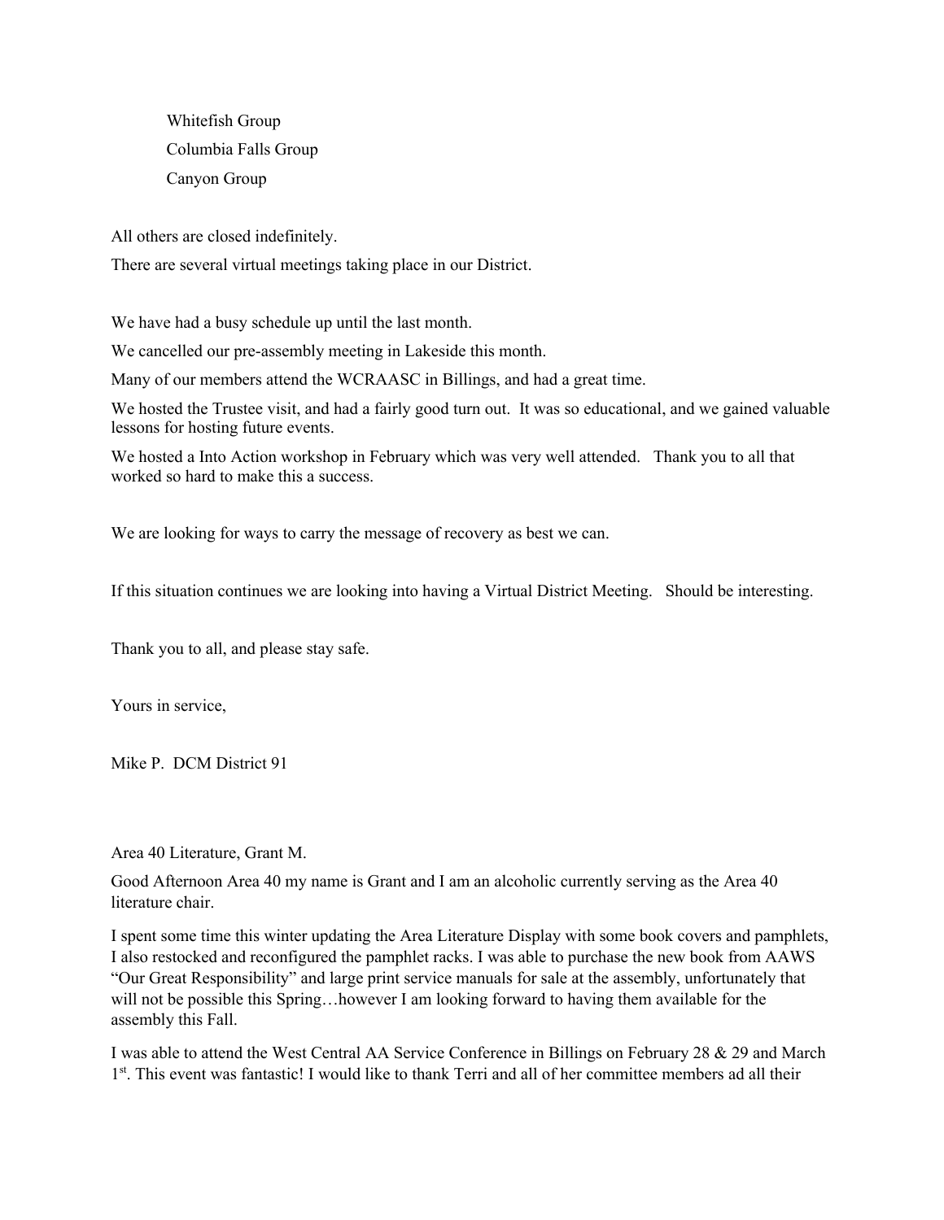Whitefish Group

Columbia Falls Group

Canyon Group

All others are closed indefinitely.

There are several virtual meetings taking place in our District.

We have had a busy schedule up until the last month.

We cancelled our pre-assembly meeting in Lakeside this month.

Many of our members attend the WCRAASC in Billings, and had a great time.

We hosted the Trustee visit, and had a fairly good turn out. It was so educational, and we gained valuable lessons for hosting future events.

We hosted a Into Action workshop in February which was very well attended. Thank you to all that worked so hard to make this a success.

We are looking for ways to carry the message of recovery as best we can.

If this situation continues we are looking into having a Virtual District Meeting. Should be interesting.

Thank you to all, and please stay safe.

Yours in service,

Mike P. DCM District 91

Area 40 Literature, Grant M.

Good Afternoon Area 40 my name is Grant and I am an alcoholic currently serving as the Area 40 literature chair.

I spent some time this winter updating the Area Literature Display with some book covers and pamphlets, I also restocked and reconfigured the pamphlet racks. I was able to purchase the new book from AAWS "Our Great Responsibility" and large print service manuals for sale at the assembly, unfortunately that will not be possible this Spring…however I am looking forward to having them available for the assembly this Fall.

I was able to attend the West Central AA Service Conference in Billings on February 28 & 29 and March 1st. This event was fantastic! I would like to thank Terri and all of her committee members ad all their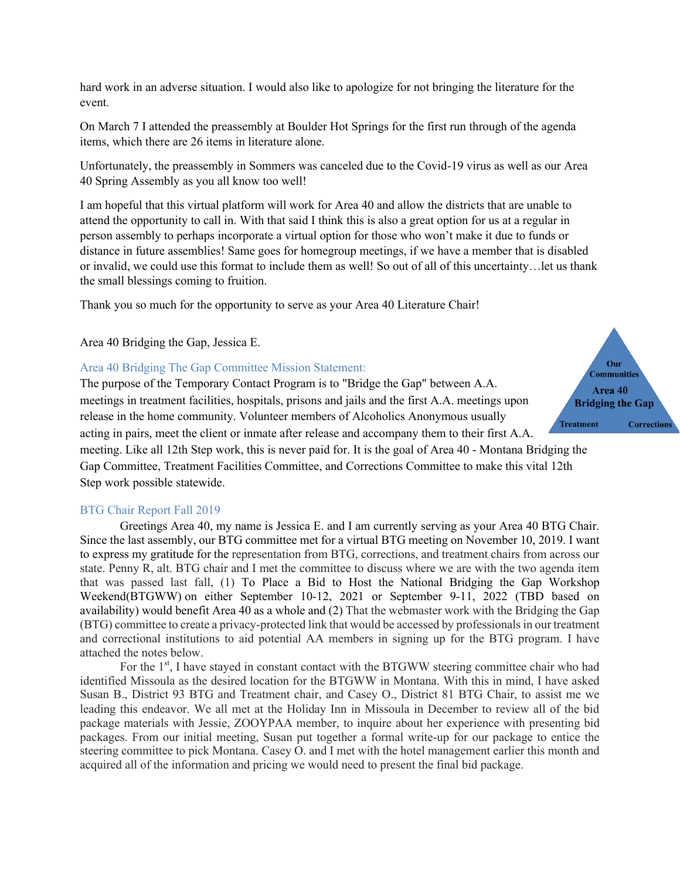hard work in an adverse situation. I would also like to apologize for not bringing the literature for the event.

On March 7 I attended the preassembly at Boulder Hot Springs for the first run through of the agenda items, which there are 26 items in literature alone.

Unfortunately, the preassembly in Sommers was canceled due to the Covid-19 virus as well as our Area 40 Spring Assembly as you all know too well!

I am hopeful that this virtual platform will work for Area 40 and allow the districts that are unable to attend the opportunity to call in. With that said I think this is also a great option for us at a regular in person assembly to perhaps incorporate a virtual option for those who won't make it due to funds or distance in future assemblies! Same goes for homegroup meetings, if we have a member that is disabled or invalid, we could use this format to include them as well! So out of all of this uncertainty…let us thank the small blessings coming to fruition.

Thank you so much for the opportunity to serve as your Area 40 Literature Chair!

Area 40 Bridging the Gap, Jessica E.

### Area 40 Bridging The Gap Committee Mission Statement:

Our Communities
Area 40 Bridging the Gap
Treatment Corrections

The purpose of the Temporary Contact Program is to "Bridge the Gap" between A.A. meetings in treatment facilities, hospitals, prisons and jails and the first A.A. meetings upon release in the home community. Volunteer members of Alcoholics Anonymous usually acting in pairs, meet the client or inmate after release and accompany them to their first A.A. meeting. Like all 12th Step work, this is never paid for. It is the goal of Area 40 - Montana Bridging the Gap Committee, Treatment Facilities Committee, and Corrections Committee to make this vital 12th Step work possible statewide.

### BTG Chair Report Fall 2019

Greetings Area 40, my name is Jessica E. and I am currently serving as your Area 40 BTG Chair. Since the last assembly, our BTG committee met for a virtual BTG meeting on November 10, 2019. I want to express my gratitude for the representation from BTG, corrections, and treatment chairs from across our state. Penny R, alt. BTG chair and I met the committee to discuss where we are with the two agenda item that was passed last fall, (1) To Place a Bid to Host the National Bridging the Gap Workshop Weekend(BTGWW) on either September 10-12, 2021 or September 9-11, 2022 (TBD based on availability) would benefit Area 40 as a whole and (2) That the webmaster work with the Bridging the Gap (BTG) committee to create a privacy-protected link that would be accessed by professionals in our treatment and correctional institutions to aid potential AA members in signing up for the BTG program. I have attached the notes below.

For the 1st, I have stayed in constant contact with the BTGWW steering committee chair who had identified Missoula as the desired location for the BTGWW in Montana. With this in mind, I have asked Susan B., District 93 BTG and Treatment chair, and Casey O., District 81 BTG Chair, to assist me we leading this endeavor. We all met at the Holiday Inn in Missoula in December to review all of the bid package materials with Jessie, ZOOYPAA member, to inquire about her experience with presenting bid packages. From our initial meeting, Susan put together a formal write-up for our package to entice the steering committee to pick Montana. Casey O. and I met with the hotel management earlier this month and acquired all of the information and pricing we would need to present the final bid package.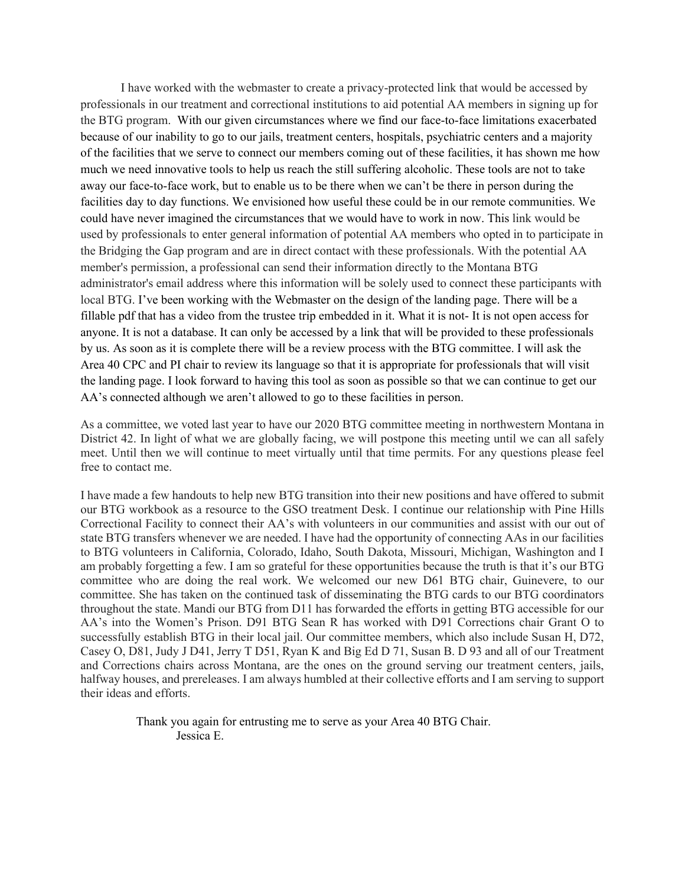I have worked with the webmaster to create a privacy-protected link that would be accessed by professionals in our treatment and correctional institutions to aid potential AA members in signing up for the BTG program. With our given circumstances where we find our face-to-face limitations exacerbated because of our inability to go to our jails, treatment centers, hospitals, psychiatric centers and a majority of the facilities that we serve to connect our members coming out of these facilities, it has shown me how much we need innovative tools to help us reach the still suffering alcoholic. These tools are not to take away our face-to-face work, but to enable us to be there when we can't be there in person during the facilities day to day functions. We envisioned how useful these could be in our remote communities. We could have never imagined the circumstances that we would have to work in now. This link would be used by professionals to enter general information of potential AA members who opted in to participate in the Bridging the Gap program and are in direct contact with these professionals. With the potential AA member's permission, a professional can send their information directly to the Montana BTG administrator's email address where this information will be solely used to connect these participants with local BTG. I've been working with the Webmaster on the design of the landing page. There will be a fillable pdf that has a video from the trustee trip embedded in it. What it is not- It is not open access for anyone. It is not a database. It can only be accessed by a link that will be provided to these professionals by us. As soon as it is complete there will be a review process with the BTG committee. I will ask the Area 40 CPC and PI chair to review its language so that it is appropriate for professionals that will visit the landing page. I look forward to having this tool as soon as possible so that we can continue to get our AA's connected although we aren't allowed to go to these facilities in person.

As a committee, we voted last year to have our 2020 BTG committee meeting in northwestern Montana in District 42. In light of what we are globally facing, we will postpone this meeting until we can all safely meet. Until then we will continue to meet virtually until that time permits. For any questions please feel free to contact me.

I have made a few handouts to help new BTG transition into their new positions and have offered to submit our BTG workbook as a resource to the GSO treatment Desk. I continue our relationship with Pine Hills Correctional Facility to connect their AA's with volunteers in our communities and assist with our out of state BTG transfers whenever we are needed. I have had the opportunity of connecting AAs in our facilities to BTG volunteers in California, Colorado, Idaho, South Dakota, Missouri, Michigan, Washington and I am probably forgetting a few. I am so grateful for these opportunities because the truth is that it's our BTG committee who are doing the real work. We welcomed our new D61 BTG chair, Guinevere, to our committee. She has taken on the continued task of disseminating the BTG cards to our BTG coordinators throughout the state. Mandi our BTG from D11 has forwarded the efforts in getting BTG accessible for our AA's into the Women's Prison. D91 BTG Sean R has worked with D91 Corrections chair Grant O to successfully establish BTG in their local jail. Our committee members, which also include Susan H, D72, Casey O, D81, Judy J D41, Jerry T D51, Ryan K and Big Ed D 71, Susan B. D 93 and all of our Treatment and Corrections chairs across Montana, are the ones on the ground serving our treatment centers, jails, halfway houses, and prereleases. I am always humbled at their collective efforts and I am serving to support their ideas and efforts.

Thank you again for entrusting me to serve as your Area 40 BTG Chair.
Jessica E.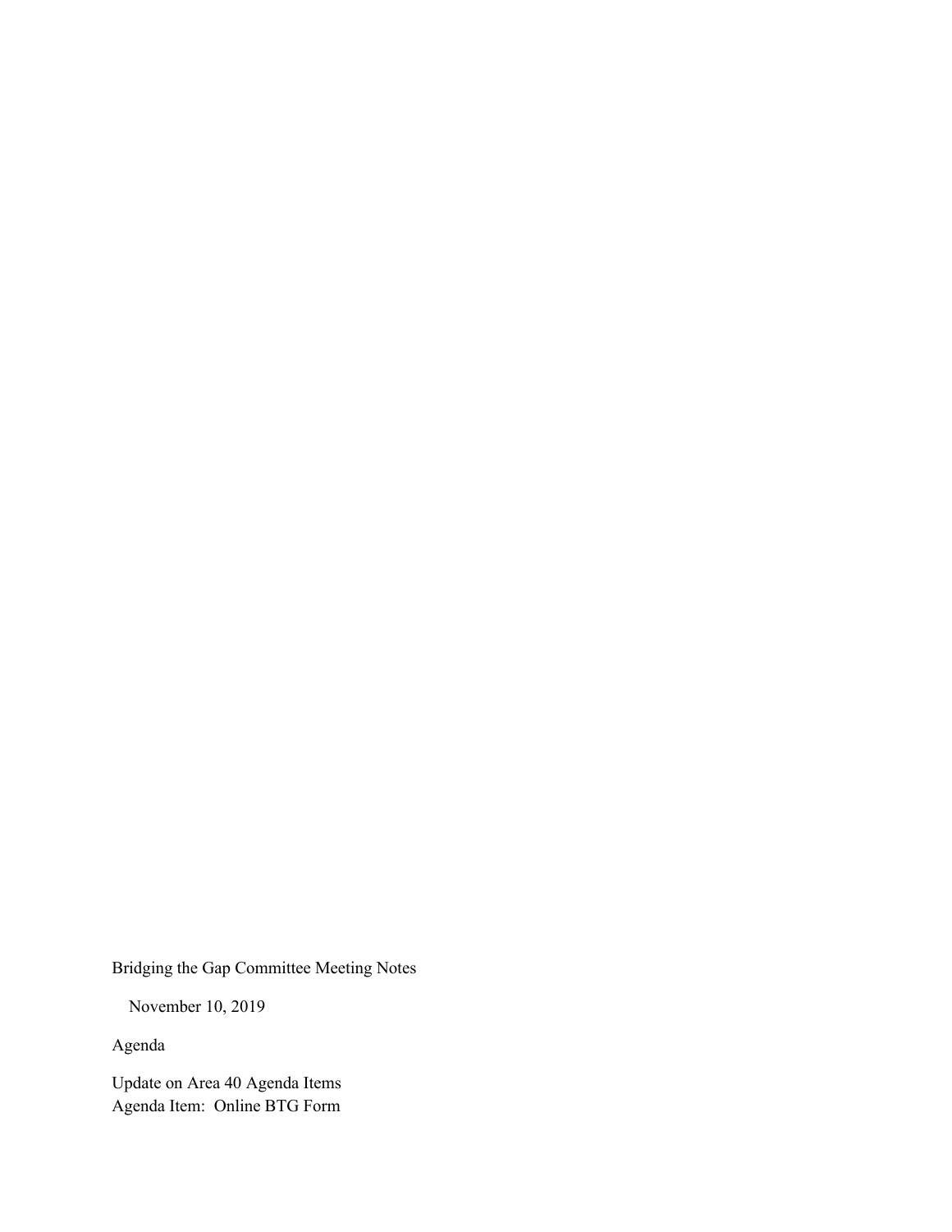Bridging the Gap Committee Meeting Notes

November 10, 2019

Agenda

Update on Area 40 Agenda Items
Agenda Item: Online BTG Form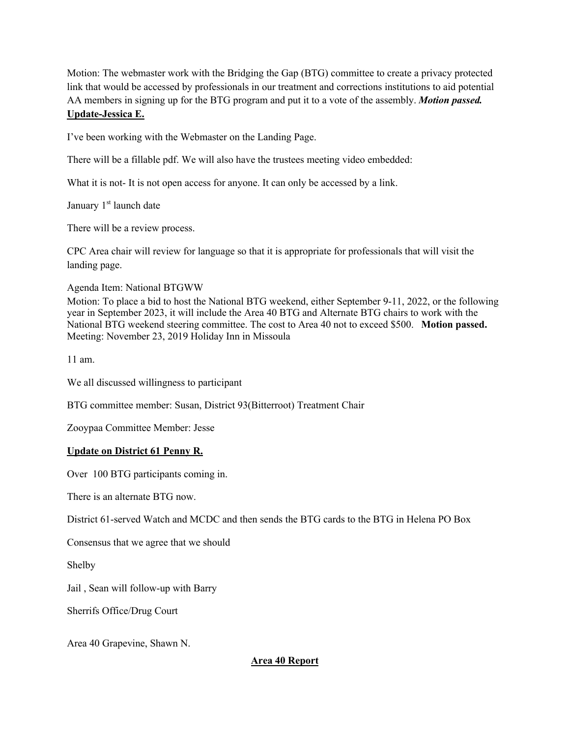Motion: The webmaster work with the Bridging the Gap (BTG) committee to create a privacy protected link that would be accessed by professionals in our treatment and corrections institutions to aid potential AA members in signing up for the BTG program and put it to a vote of the assembly. ***Motion passed.***

**Update-Jessica E.**

I've been working with the Webmaster on the Landing Page.

There will be a fillable pdf. We will also have the trustees meeting video embedded:

What it is not- It is not open access for anyone. It can only be accessed by a link.

January 1st launch date

There will be a review process.

CPC Area chair will review for language so that it is appropriate for professionals that will visit the landing page.

Agenda Item: National BTGWW

Motion: To place a bid to host the National BTG weekend, either September 9-11, 2022, or the following year in September 2023, it will include the Area 40 BTG and Alternate BTG chairs to work with the National BTG weekend steering committee. The cost to Area 40 not to exceed $500. **Motion passed.**

Meeting: November 23, 2019 Holiday Inn in Missoula

11 am.

We all discussed willingness to participant

BTG committee member: Susan, District 93(Bitterroot) Treatment Chair

Zooypaa Committee Member: Jesse

**Update on District 61 Penny R.**

Over 100 BTG participants coming in.

There is an alternate BTG now.

District 61-served Watch and MCDC and then sends the BTG cards to the BTG in Helena PO Box

Consensus that we agree that we should

Shelby

Jail , Sean will follow-up with Barry

Sherrifs Office/Drug Court

Area 40 Grapevine, Shawn N.

**Area 40 Report**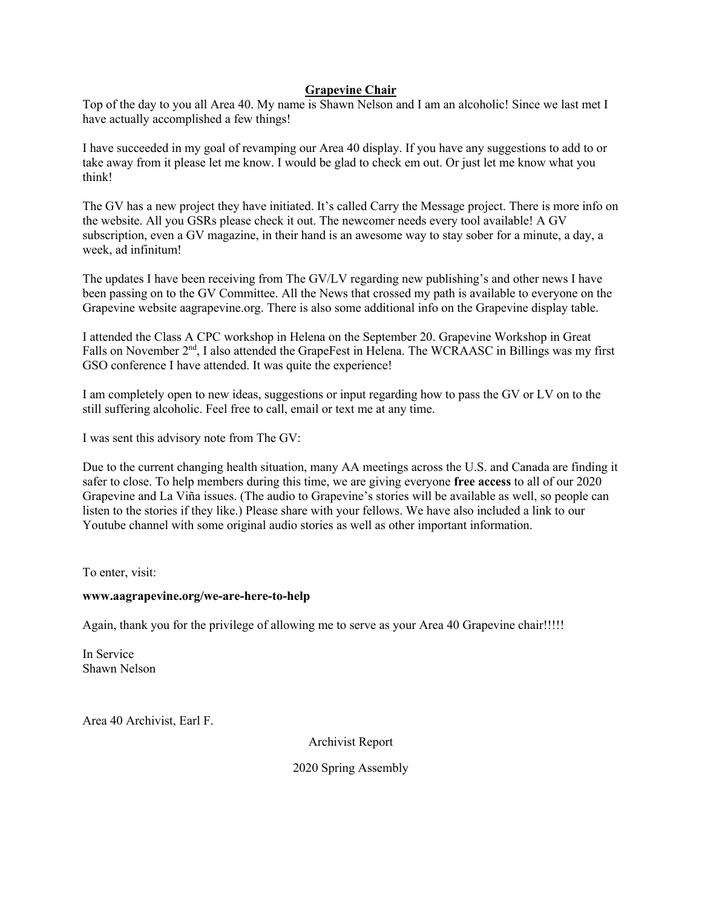## Grapevine Chair

Top of the day to you all Area 40. My name is Shawn Nelson and I am an alcoholic! Since we last met I have actually accomplished a few things!

I have succeeded in my goal of revamping our Area 40 display. If you have any suggestions to add to or take away from it please let me know. I would be glad to check em out. Or just let me know what you think!

The GV has a new project they have initiated. It's called Carry the Message project. There is more info on the website. All you GSRs please check it out. The newcomer needs every tool available! A GV subscription, even a GV magazine, in their hand is an awesome way to stay sober for a minute, a day, a week, ad infinitum!

The updates I have been receiving from The GV/LV regarding new publishing's and other news I have been passing on to the GV Committee. All the News that crossed my path is available to everyone on the Grapevine website aagrapevine.org. There is also some additional info on the Grapevine display table.

I attended the Class A CPC workshop in Helena on the September 20. Grapevine Workshop in Great Falls on November 2nd, I also attended the GrapeFest in Helena. The WCRAASC in Billings was my first GSO conference I have attended. It was quite the experience!

I am completely open to new ideas, suggestions or input regarding how to pass the GV or LV on to the still suffering alcoholic. Feel free to call, email or text me at any time.

I was sent this advisory note from The GV:

Due to the current changing health situation, many AA meetings across the U.S. and Canada are finding it safer to close. To help members during this time, we are giving everyone **free access** to all of our 2020 Grapevine and La Viña issues. (The audio to Grapevine's stories will be available as well, so people can listen to the stories if they like.) Please share with your fellows. We have also included a link to our Youtube channel with some original audio stories as well as other important information.

To enter, visit:

**www.aagrapevine.org/we-are-here-to-help**

Again, thank you for the privilege of allowing me to serve as your Area 40 Grapevine chair!!!!!

In Service
Shawn Nelson

Area 40 Archivist, Earl F.

Archivist Report

2020 Spring Assembly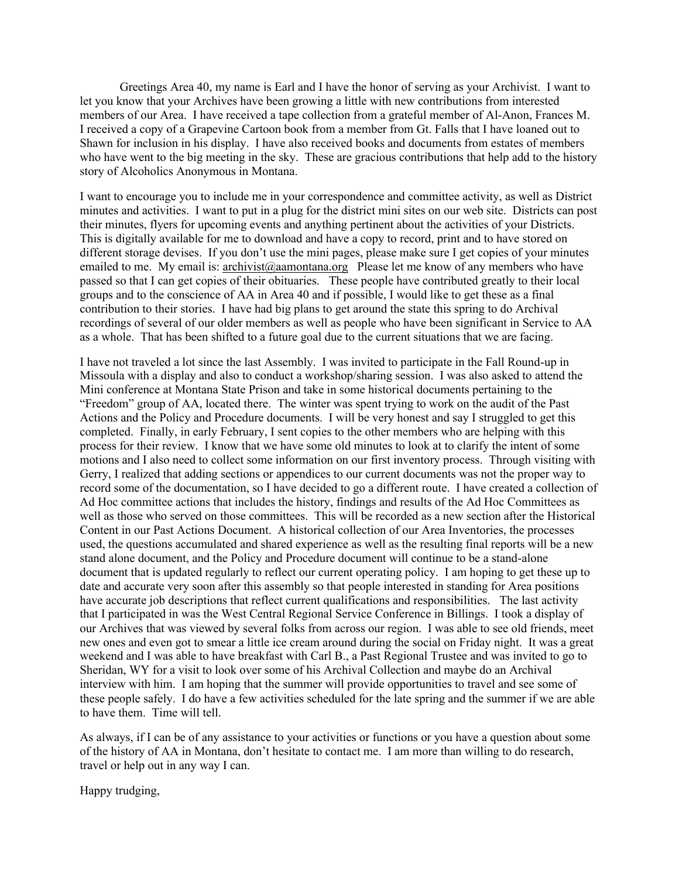Greetings Area 40, my name is Earl and I have the honor of serving as your Archivist. I want to let you know that your Archives have been growing a little with new contributions from interested members of our Area. I have received a tape collection from a grateful member of Al-Anon, Frances M. I received a copy of a Grapevine Cartoon book from a member from Gt. Falls that I have loaned out to Shawn for inclusion in his display. I have also received books and documents from estates of members who have went to the big meeting in the sky. These are gracious contributions that help add to the history story of Alcoholics Anonymous in Montana.

I want to encourage you to include me in your correspondence and committee activity, as well as District minutes and activities. I want to put in a plug for the district mini sites on our web site. Districts can post their minutes, flyers for upcoming events and anything pertinent about the activities of your Districts. This is digitally available for me to download and have a copy to record, print and to have stored on different storage devises. If you don't use the mini pages, please make sure I get copies of your minutes emailed to me. My email is: archivist@aamontana.org Please let me know of any members who have passed so that I can get copies of their obituaries. These people have contributed greatly to their local groups and to the conscience of AA in Area 40 and if possible, I would like to get these as a final contribution to their stories. I have had big plans to get around the state this spring to do Archival recordings of several of our older members as well as people who have been significant in Service to AA as a whole. That has been shifted to a future goal due to the current situations that we are facing.

I have not traveled a lot since the last Assembly. I was invited to participate in the Fall Round-up in Missoula with a display and also to conduct a workshop/sharing session. I was also asked to attend the Mini conference at Montana State Prison and take in some historical documents pertaining to the "Freedom" group of AA, located there. The winter was spent trying to work on the audit of the Past Actions and the Policy and Procedure documents. I will be very honest and say I struggled to get this completed. Finally, in early February, I sent copies to the other members who are helping with this process for their review. I know that we have some old minutes to look at to clarify the intent of some motions and I also need to collect some information on our first inventory process. Through visiting with Gerry, I realized that adding sections or appendices to our current documents was not the proper way to record some of the documentation, so I have decided to go a different route. I have created a collection of Ad Hoc committee actions that includes the history, findings and results of the Ad Hoc Committees as well as those who served on those committees. This will be recorded as a new section after the Historical Content in our Past Actions Document. A historical collection of our Area Inventories, the processes used, the questions accumulated and shared experience as well as the resulting final reports will be a new stand alone document, and the Policy and Procedure document will continue to be a stand-alone document that is updated regularly to reflect our current operating policy. I am hoping to get these up to date and accurate very soon after this assembly so that people interested in standing for Area positions have accurate job descriptions that reflect current qualifications and responsibilities. The last activity that I participated in was the West Central Regional Service Conference in Billings. I took a display of our Archives that was viewed by several folks from across our region. I was able to see old friends, meet new ones and even got to smear a little ice cream around during the social on Friday night. It was a great weekend and I was able to have breakfast with Carl B., a Past Regional Trustee and was invited to go to Sheridan, WY for a visit to look over some of his Archival Collection and maybe do an Archival interview with him. I am hoping that the summer will provide opportunities to travel and see some of these people safely. I do have a few activities scheduled for the late spring and the summer if we are able to have them. Time will tell.

As always, if I can be of any assistance to your activities or functions or you have a question about some of the history of AA in Montana, don't hesitate to contact me. I am more than willing to do research, travel or help out in any way I can.

Happy trudging,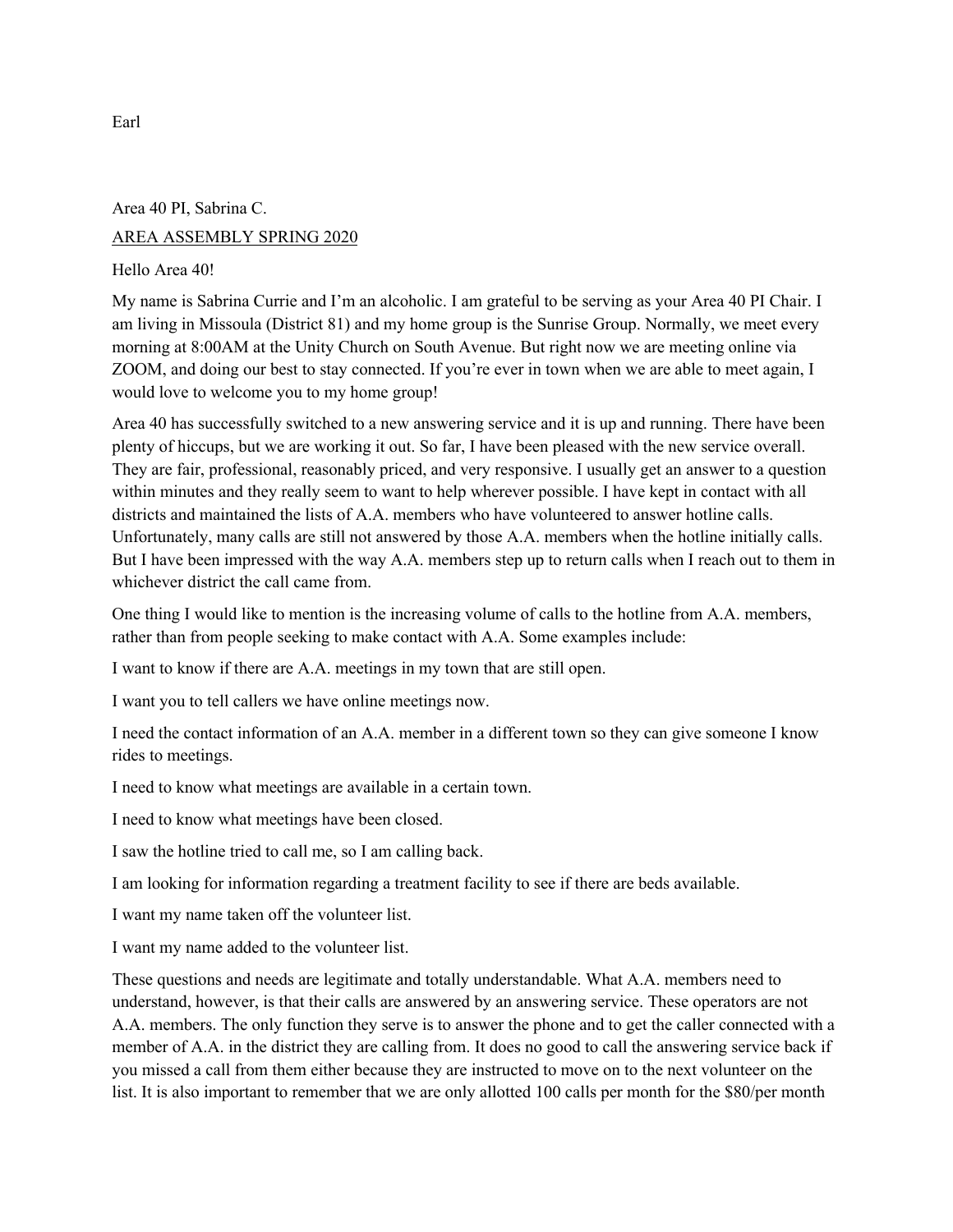Earl

Area 40 PI, Sabrina C.

<u>AREA ASSEMBLY SPRING 2020</u>

Hello Area 40!

My name is Sabrina Currie and I'm an alcoholic. I am grateful to be serving as your Area 40 PI Chair. I am living in Missoula (District 81) and my home group is the Sunrise Group. Normally, we meet every morning at 8:00AM at the Unity Church on South Avenue. But right now we are meeting online via ZOOM, and doing our best to stay connected. If you're ever in town when we are able to meet again, I would love to welcome you to my home group!

Area 40 has successfully switched to a new answering service and it is up and running. There have been plenty of hiccups, but we are working it out. So far, I have been pleased with the new service overall. They are fair, professional, reasonably priced, and very responsive. I usually get an answer to a question within minutes and they really seem to want to help wherever possible. I have kept in contact with all districts and maintained the lists of A.A. members who have volunteered to answer hotline calls. Unfortunately, many calls are still not answered by those A.A. members when the hotline initially calls. But I have been impressed with the way A.A. members step up to return calls when I reach out to them in whichever district the call came from.

One thing I would like to mention is the increasing volume of calls to the hotline from A.A. members, rather than from people seeking to make contact with A.A. Some examples include:

I want to know if there are A.A. meetings in my town that are still open.

I want you to tell callers we have online meetings now.

I need the contact information of an A.A. member in a different town so they can give someone I know rides to meetings.

I need to know what meetings are available in a certain town.

I need to know what meetings have been closed.

I saw the hotline tried to call me, so I am calling back.

I am looking for information regarding a treatment facility to see if there are beds available.

I want my name taken off the volunteer list.

I want my name added to the volunteer list.

These questions and needs are legitimate and totally understandable. What A.A. members need to understand, however, is that their calls are answered by an answering service. These operators are not A.A. members. The only function they serve is to answer the phone and to get the caller connected with a member of A.A. in the district they are calling from. It does no good to call the answering service back if you missed a call from them either because they are instructed to move on to the next volunteer on the list. It is also important to remember that we are only allotted 100 calls per month for the $80/per month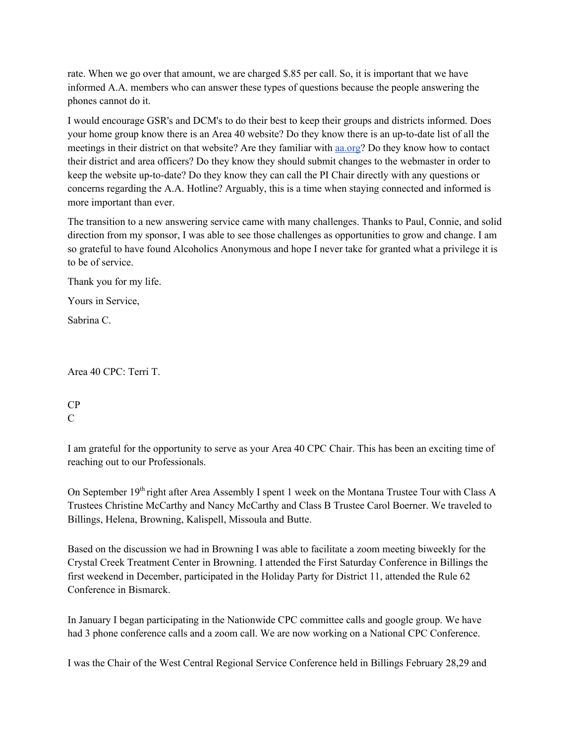rate. When we go over that amount, we are charged $.85 per call. So, it is important that we have informed A.A. members who can answer these types of questions because the people answering the phones cannot do it.

I would encourage GSR's and DCM's to do their best to keep their groups and districts informed. Does your home group know there is an Area 40 website? Do they know there is an up-to-date list of all the meetings in their district on that website? Are they familiar with [aa.org](aa.org)? Do they know how to contact their district and area officers? Do they know they should submit changes to the webmaster in order to keep the website up-to-date? Do they know they can call the PI Chair directly with any questions or concerns regarding the A.A. Hotline? Arguably, this is a time when staying connected and informed is more important than ever.

The transition to a new answering service came with many challenges. Thanks to Paul, Connie, and solid direction from my sponsor, I was able to see those challenges as opportunities to grow and change. I am so grateful to have found Alcoholics Anonymous and hope I never take for granted what a privilege it is to be of service.

Thank you for my life.

Yours in Service,

Sabrina C.

Area 40 CPC: Terri T.

CP
C

I am grateful for the opportunity to serve as your Area 40 CPC Chair. This has been an exciting time of reaching out to our Professionals.

On September 19th right after Area Assembly I spent 1 week on the Montana Trustee Tour with Class A Trustees Christine McCarthy and Nancy McCarthy and Class B Trustee Carol Boerner. We traveled to Billings, Helena, Browning, Kalispell, Missoula and Butte.

Based on the discussion we had in Browning I was able to facilitate a zoom meeting biweekly for the Crystal Creek Treatment Center in Browning. I attended the First Saturday Conference in Billings the first weekend in December, participated in the Holiday Party for District 11, attended the Rule 62 Conference in Bismarck.

In January I began participating in the Nationwide CPC committee calls and google group. We have had 3 phone conference calls and a zoom call. We are now working on a National CPC Conference.

I was the Chair of the West Central Regional Service Conference held in Billings February 28,29 and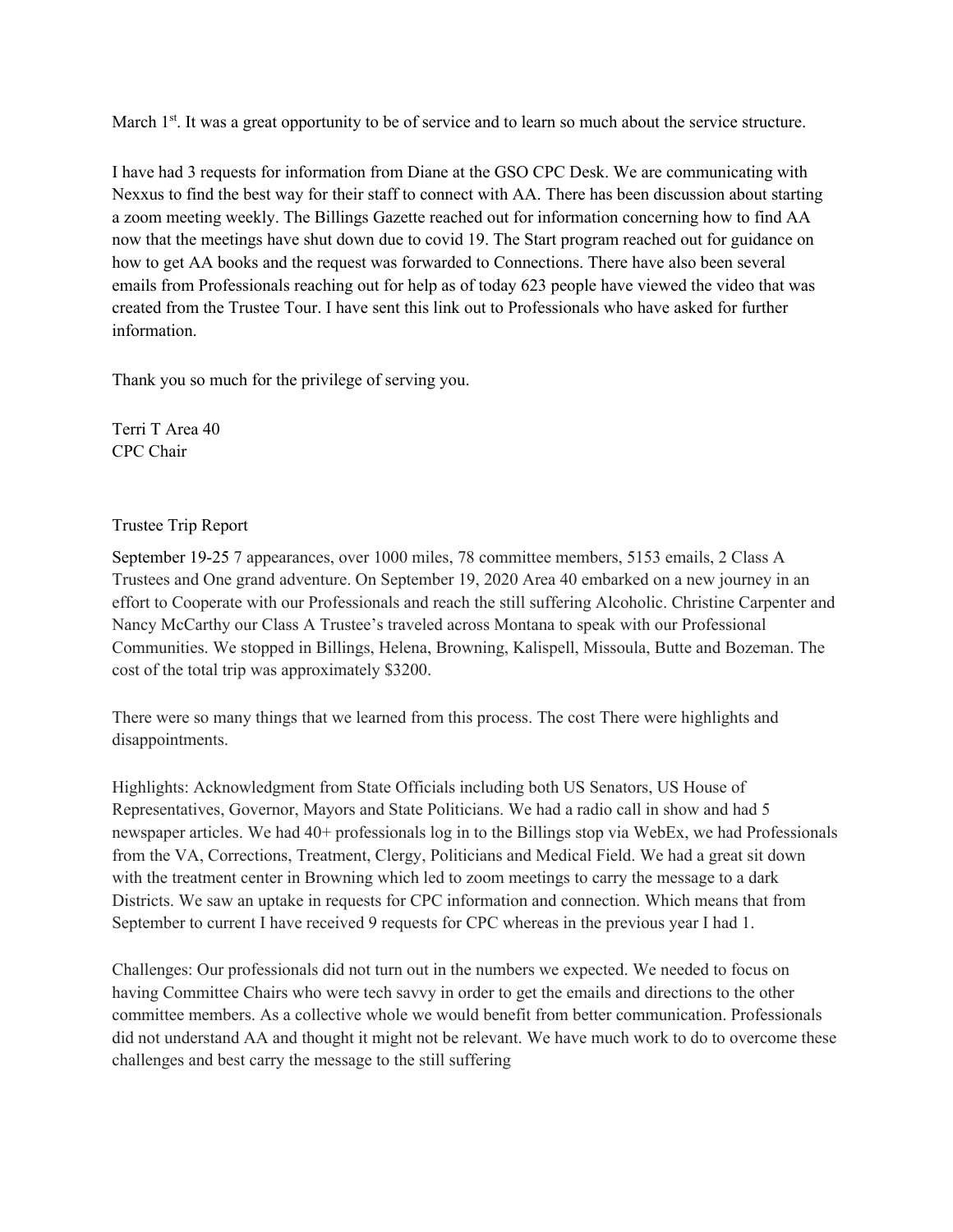March 1st. It was a great opportunity to be of service and to learn so much about the service structure.

I have had 3 requests for information from Diane at the GSO CPC Desk. We are communicating with Nexxus to find the best way for their staff to connect with AA. There has been discussion about starting a zoom meeting weekly. The Billings Gazette reached out for information concerning how to find AA now that the meetings have shut down due to covid 19. The Start program reached out for guidance on how to get AA books and the request was forwarded to Connections. There have also been several emails from Professionals reaching out for help as of today 623 people have viewed the video that was created from the Trustee Tour. I have sent this link out to Professionals who have asked for further information.

Thank you so much for the privilege of serving you.

Terri T Area 40
CPC Chair

Trustee Trip Report

September 19-25 7 appearances, over 1000 miles, 78 committee members, 5153 emails, 2 Class A Trustees and One grand adventure. On September 19, 2020 Area 40 embarked on a new journey in an effort to Cooperate with our Professionals and reach the still suffering Alcoholic. Christine Carpenter and Nancy McCarthy our Class A Trustee's traveled across Montana to speak with our Professional Communities. We stopped in Billings, Helena, Browning, Kalispell, Missoula, Butte and Bozeman. The cost of the total trip was approximately $3200.

There were so many things that we learned from this process. The cost There were highlights and disappointments.

Highlights: Acknowledgment from State Officials including both US Senators, US House of Representatives, Governor, Mayors and State Politicians. We had a radio call in show and had 5 newspaper articles. We had 40+ professionals log in to the Billings stop via WebEx, we had Professionals from the VA, Corrections, Treatment, Clergy, Politicians and Medical Field. We had a great sit down with the treatment center in Browning which led to zoom meetings to carry the message to a dark Districts. We saw an uptake in requests for CPC information and connection. Which means that from September to current I have received 9 requests for CPC whereas in the previous year I had 1.

Challenges: Our professionals did not turn out in the numbers we expected. We needed to focus on having Committee Chairs who were tech savvy in order to get the emails and directions to the other committee members. As a collective whole we would benefit from better communication. Professionals did not understand AA and thought it might not be relevant. We have much work to do to overcome these challenges and best carry the message to the still suffering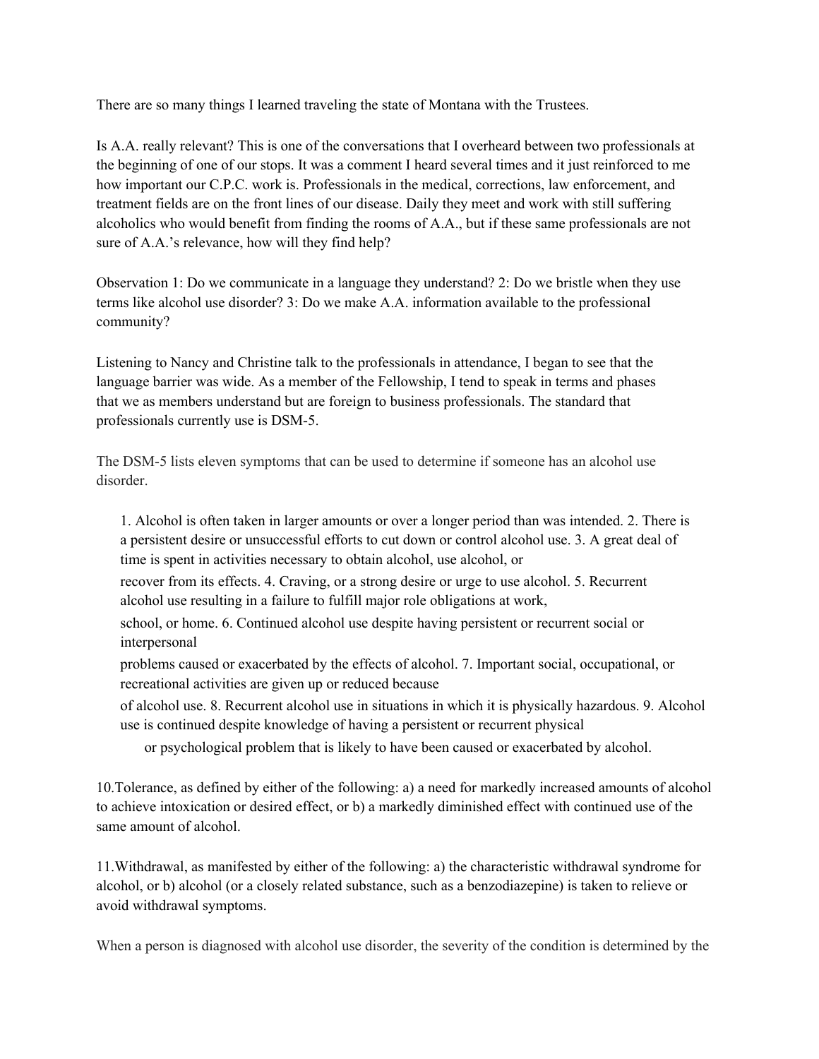There are so many things I learned traveling the state of Montana with the Trustees.

Is A.A. really relevant? This is one of the conversations that I overheard between two professionals at the beginning of one of our stops. It was a comment I heard several times and it just reinforced to me how important our C.P.C. work is. Professionals in the medical, corrections, law enforcement, and treatment fields are on the front lines of our disease. Daily they meet and work with still suffering alcoholics who would benefit from finding the rooms of A.A., but if these same professionals are not sure of A.A.'s relevance, how will they find help?

Observation 1: Do we communicate in a language they understand? 2: Do we bristle when they use terms like alcohol use disorder? 3: Do we make A.A. information available to the professional community?

Listening to Nancy and Christine talk to the professionals in attendance, I began to see that the language barrier was wide. As a member of the Fellowship, I tend to speak in terms and phases that we as members understand but are foreign to business professionals. The standard that professionals currently use is DSM-5.

The DSM-5 lists eleven symptoms that can be used to determine if someone has an alcohol use disorder.

1. Alcohol is often taken in larger amounts or over a longer period than was intended. 2. There is a persistent desire or unsuccessful efforts to cut down or control alcohol use. 3. A great deal of time is spent in activities necessary to obtain alcohol, use alcohol, or recover from its effects. 4. Craving, or a strong desire or urge to use alcohol. 5. Recurrent alcohol use resulting in a failure to fulfill major role obligations at work, school, or home. 6. Continued alcohol use despite having persistent or recurrent social or interpersonal problems caused or exacerbated by the effects of alcohol. 7. Important social, occupational, or recreational activities are given up or reduced because of alcohol use. 8. Recurrent alcohol use in situations in which it is physically hazardous. 9. Alcohol use is continued despite knowledge of having a persistent or recurrent physical or psychological problem that is likely to have been caused or exacerbated by alcohol.

10.Tolerance, as defined by either of the following: a) a need for markedly increased amounts of alcohol to achieve intoxication or desired effect, or b) a markedly diminished effect with continued use of the same amount of alcohol.

11.Withdrawal, as manifested by either of the following: a) the characteristic withdrawal syndrome for alcohol, or b) alcohol (or a closely related substance, such as a benzodiazepine) is taken to relieve or avoid withdrawal symptoms.

When a person is diagnosed with alcohol use disorder, the severity of the condition is determined by the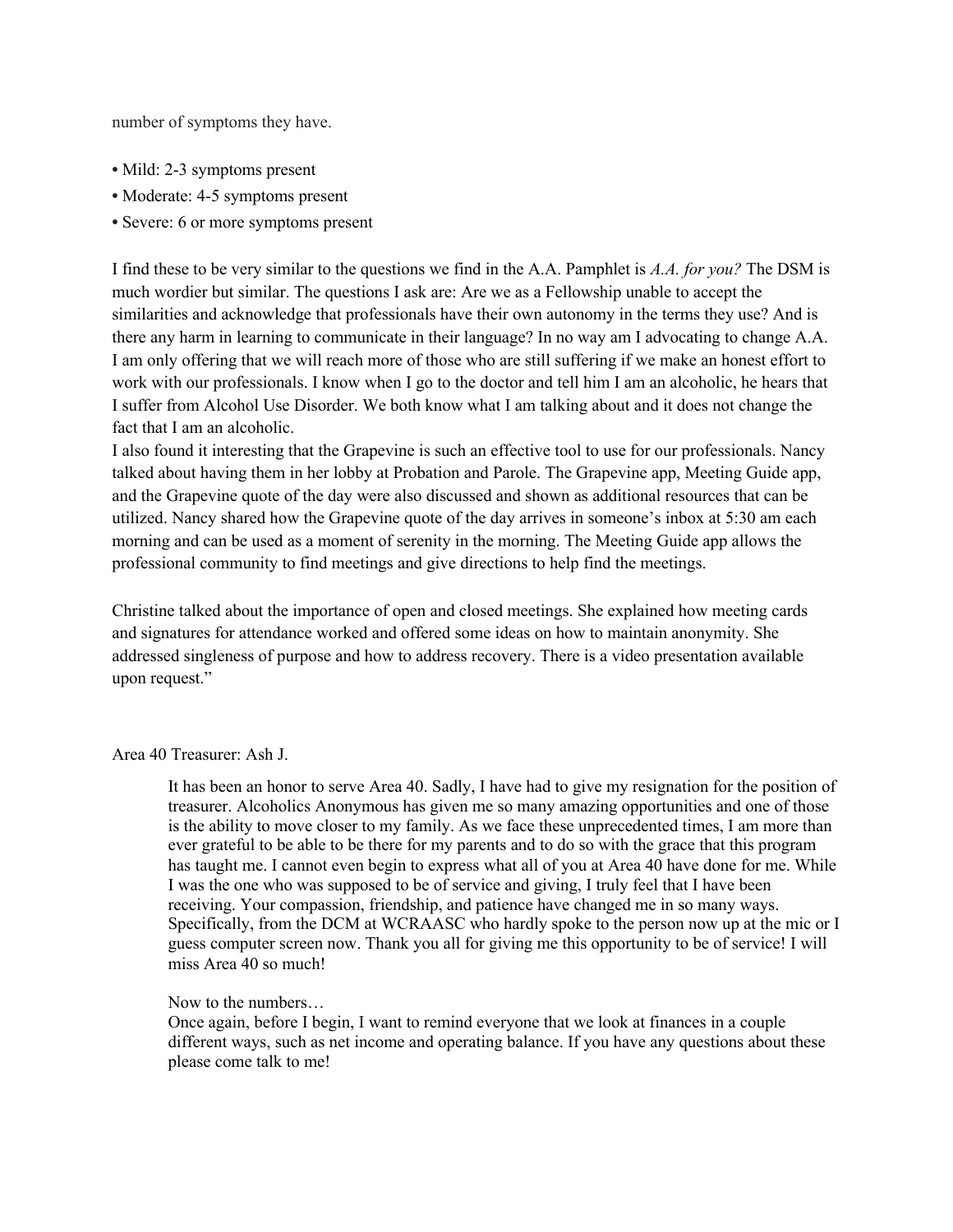number of symptoms they have.

- Mild: 2-3 symptoms present
- Moderate: 4-5 symptoms present
- Severe: 6 or more symptoms present

I find these to be very similar to the questions we find in the A.A. Pamphlet is *A.A. for you?* The DSM is much wordier but similar. The questions I ask are: Are we as a Fellowship unable to accept the similarities and acknowledge that professionals have their own autonomy in the terms they use? And is there any harm in learning to communicate in their language? In no way am I advocating to change A.A. I am only offering that we will reach more of those who are still suffering if we make an honest effort to work with our professionals. I know when I go to the doctor and tell him I am an alcoholic, he hears that I suffer from Alcohol Use Disorder. We both know what I am talking about and it does not change the fact that I am an alcoholic.
I also found it interesting that the Grapevine is such an effective tool to use for our professionals. Nancy talked about having them in her lobby at Probation and Parole. The Grapevine app, Meeting Guide app, and the Grapevine quote of the day were also discussed and shown as additional resources that can be utilized. Nancy shared how the Grapevine quote of the day arrives in someone's inbox at 5:30 am each morning and can be used as a moment of serenity in the morning. The Meeting Guide app allows the professional community to find meetings and give directions to help find the meetings.

Christine talked about the importance of open and closed meetings. She explained how meeting cards and signatures for attendance worked and offered some ideas on how to maintain anonymity. She addressed singleness of purpose and how to address recovery. There is a video presentation available upon request."

Area 40 Treasurer: Ash J.

> It has been an honor to serve Area 40. Sadly, I have had to give my resignation for the position of treasurer. Alcoholics Anonymous has given me so many amazing opportunities and one of those is the ability to move closer to my family. As we face these unprecedented times, I am more than ever grateful to be able to be there for my parents and to do so with the grace that this program has taught me. I cannot even begin to express what all of you at Area 40 have done for me. While I was the one who was supposed to be of service and giving, I truly feel that I have been receiving. Your compassion, friendship, and patience have changed me in so many ways. Specifically, from the DCM at WCRAASC who hardly spoke to the person now up at the mic or I guess computer screen now. Thank you all for giving me this opportunity to be of service! I will miss Area 40 so much!
>
> Now to the numbers…
> Once again, before I begin, I want to remind everyone that we look at finances in a couple different ways, such as net income and operating balance. If you have any questions about these please come talk to me!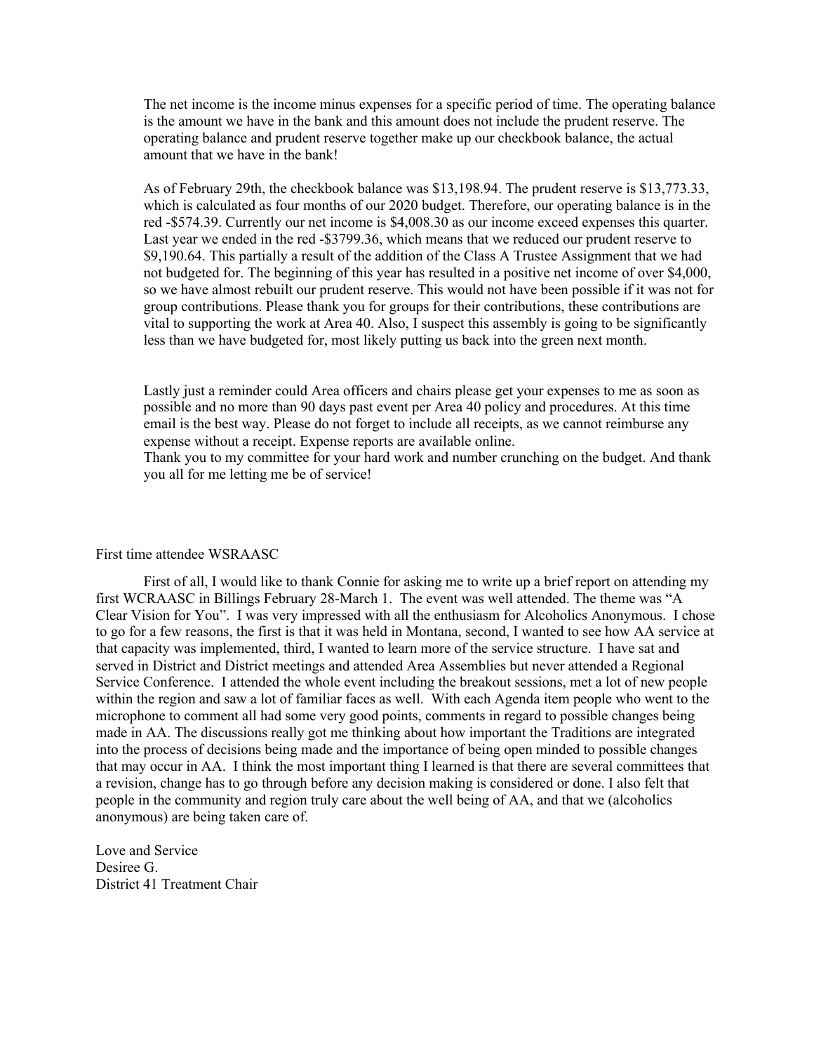The net income is the income minus expenses for a specific period of time. The operating balance is the amount we have in the bank and this amount does not include the prudent reserve. The operating balance and prudent reserve together make up our checkbook balance, the actual amount that we have in the bank!

As of February 29th, the checkbook balance was $13,198.94. The prudent reserve is $13,773.33, which is calculated as four months of our 2020 budget. Therefore, our operating balance is in the red -$574.39. Currently our net income is $4,008.30 as our income exceed expenses this quarter. Last year we ended in the red -$3799.36, which means that we reduced our prudent reserve to $9,190.64. This partially a result of the addition of the Class A Trustee Assignment that we had not budgeted for. The beginning of this year has resulted in a positive net income of over $4,000, so we have almost rebuilt our prudent reserve. This would not have been possible if it was not for group contributions. Please thank you for groups for their contributions, these contributions are vital to supporting the work at Area 40. Also, I suspect this assembly is going to be significantly less than we have budgeted for, most likely putting us back into the green next month.

Lastly just a reminder could Area officers and chairs please get your expenses to me as soon as possible and no more than 90 days past event per Area 40 policy and procedures. At this time email is the best way. Please do not forget to include all receipts, as we cannot reimburse any expense without a receipt. Expense reports are available online.
Thank you to my committee for your hard work and number crunching on the budget. And thank you all for me letting me be of service!

First time attendee WSRAASC

First of all, I would like to thank Connie for asking me to write up a brief report on attending my first WCRAASC in Billings February 28-March 1. The event was well attended. The theme was "A Clear Vision for You". I was very impressed with all the enthusiasm for Alcoholics Anonymous. I chose to go for a few reasons, the first is that it was held in Montana, second, I wanted to see how AA service at that capacity was implemented, third, I wanted to learn more of the service structure. I have sat and served in District and District meetings and attended Area Assemblies but never attended a Regional Service Conference. I attended the whole event including the breakout sessions, met a lot of new people within the region and saw a lot of familiar faces as well. With each Agenda item people who went to the microphone to comment all had some very good points, comments in regard to possible changes being made in AA. The discussions really got me thinking about how important the Traditions are integrated into the process of decisions being made and the importance of being open minded to possible changes that may occur in AA. I think the most important thing I learned is that there are several committees that a revision, change has to go through before any decision making is considered or done. I also felt that people in the community and region truly care about the well being of AA, and that we (alcoholics anonymous) are being taken care of.

Love and Service
Desiree G.
District 41 Treatment Chair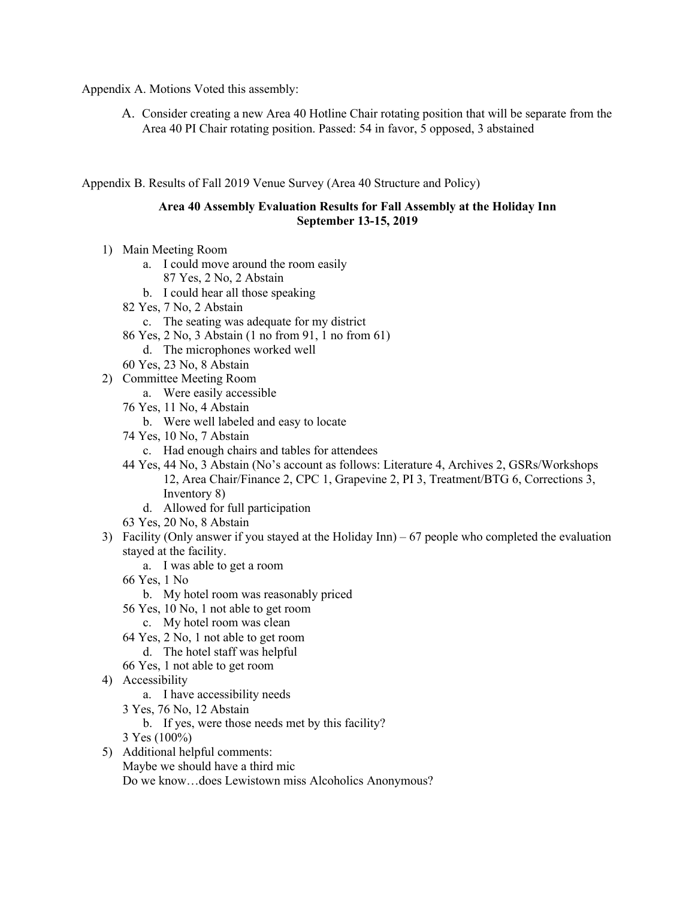Appendix A. Motions Voted this assembly:

A. Consider creating a new Area 40 Hotline Chair rotating position that will be separate from the Area 40 PI Chair rotating position. Passed: 54 in favor, 5 opposed, 3 abstained

Appendix B. Results of Fall 2019 Venue Survey (Area 40 Structure and Policy)

**Area 40 Assembly Evaluation Results for Fall Assembly at the Holiday Inn**
**September 13-15, 2019**

1) Main Meeting Room
   a. I could move around the room easily
      87 Yes, 2 No, 2 Abstain
   b. I could hear all those speaking
   82 Yes, 7 No, 2 Abstain
   c. The seating was adequate for my district
   86 Yes, 2 No, 3 Abstain (1 no from 91, 1 no from 61)
   d. The microphones worked well
   60 Yes, 23 No, 8 Abstain
2) Committee Meeting Room
   a. Were easily accessible
   76 Yes, 11 No, 4 Abstain
   b. Were well labeled and easy to locate
   74 Yes, 10 No, 7 Abstain
   c. Had enough chairs and tables for attendees
   44 Yes, 44 No, 3 Abstain (No's account as follows: Literature 4, Archives 2, GSRs/Workshops 12, Area Chair/Finance 2, CPC 1, Grapevine 2, PI 3, Treatment/BTG 6, Corrections 3, Inventory 8)
   d. Allowed for full participation
   63 Yes, 20 No, 8 Abstain
3) Facility (Only answer if you stayed at the Holiday Inn) – 67 people who completed the evaluation stayed at the facility.
   a. I was able to get a room
   66 Yes, 1 No
   b. My hotel room was reasonably priced
   56 Yes, 10 No, 1 not able to get room
   c. My hotel room was clean
   64 Yes, 2 No, 1 not able to get room
   d. The hotel staff was helpful
   66 Yes, 1 not able to get room
4) Accessibility
   a. I have accessibility needs
   3 Yes, 76 No, 12 Abstain
   b. If yes, were those needs met by this facility?
   3 Yes (100%)
5) Additional helpful comments:
   Maybe we should have a third mic
   Do we know…does Lewistown miss Alcoholics Anonymous?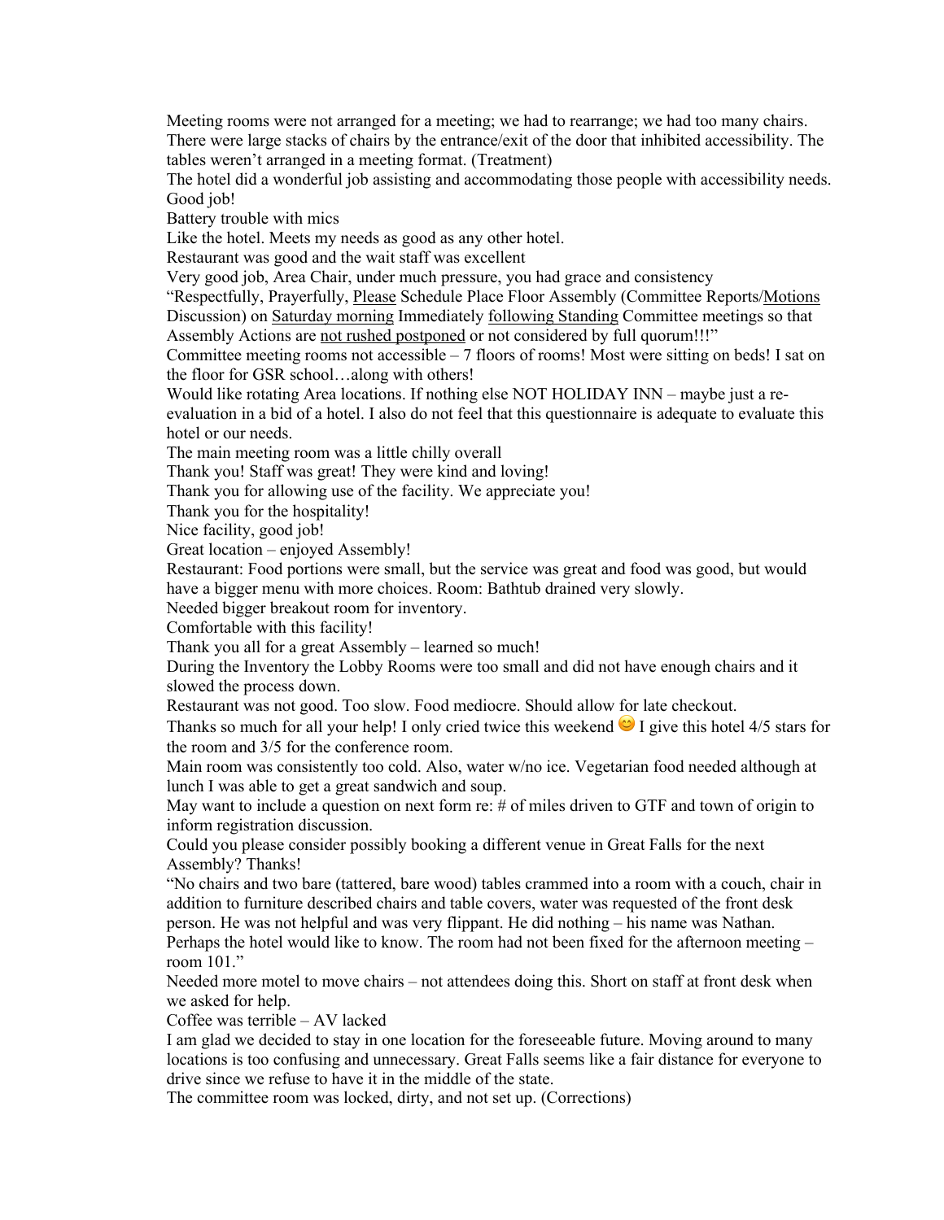Meeting rooms were not arranged for a meeting; we had to rearrange; we had too many chairs. There were large stacks of chairs by the entrance/exit of the door that inhibited accessibility. The tables weren't arranged in a meeting format. (Treatment)

The hotel did a wonderful job assisting and accommodating those people with accessibility needs. Good job!

Battery trouble with mics

Like the hotel. Meets my needs as good as any other hotel.

Restaurant was good and the wait staff was excellent

Very good job, Area Chair, under much pressure, you had grace and consistency

"Respectfully, Prayerfully, <u>Please</u> Schedule Place Floor Assembly (Committee Reports/<u>Motions</u> Discussion) on <u>Saturday morning</u> Immediately <u>following Standing</u> Committee meetings so that Assembly Actions are <u>not rushed postponed</u> or not considered by full quorum!!!"

Committee meeting rooms not accessible – 7 floors of rooms! Most were sitting on beds! I sat on the floor for GSR school…along with others!

Would like rotating Area locations. If nothing else NOT HOLIDAY INN – maybe just a re-evaluation in a bid of a hotel. I also do not feel that this questionnaire is adequate to evaluate this hotel or our needs.

The main meeting room was a little chilly overall

Thank you! Staff was great! They were kind and loving!

Thank you for allowing use of the facility. We appreciate you!

Thank you for the hospitality!

Nice facility, good job!

Great location – enjoyed Assembly!

Restaurant: Food portions were small, but the service was great and food was good, but would have a bigger menu with more choices. Room: Bathtub drained very slowly.

Needed bigger breakout room for inventory.

Comfortable with this facility!

Thank you all for a great Assembly – learned so much!

During the Inventory the Lobby Rooms were too small and did not have enough chairs and it slowed the process down.

Restaurant was not good. Too slow. Food mediocre. Should allow for late checkout.

Thanks so much for all your help! I only cried twice this weekend 😊 I give this hotel 4/5 stars for the room and 3/5 for the conference room.

Main room was consistently too cold. Also, water w/no ice. Vegetarian food needed although at lunch I was able to get a great sandwich and soup.

May want to include a question on next form re: # of miles driven to GTF and town of origin to inform registration discussion.

Could you please consider possibly booking a different venue in Great Falls for the next Assembly? Thanks!

"No chairs and two bare (tattered, bare wood) tables crammed into a room with a couch, chair in addition to furniture described chairs and table covers, water was requested of the front desk person. He was not helpful and was very flippant. He did nothing – his name was Nathan. Perhaps the hotel would like to know. The room had not been fixed for the afternoon meeting – room 101."

Needed more motel to move chairs – not attendees doing this. Short on staff at front desk when we asked for help.

Coffee was terrible – AV lacked

I am glad we decided to stay in one location for the foreseeable future. Moving around to many locations is too confusing and unnecessary. Great Falls seems like a fair distance for everyone to drive since we refuse to have it in the middle of the state.

The committee room was locked, dirty, and not set up. (Corrections)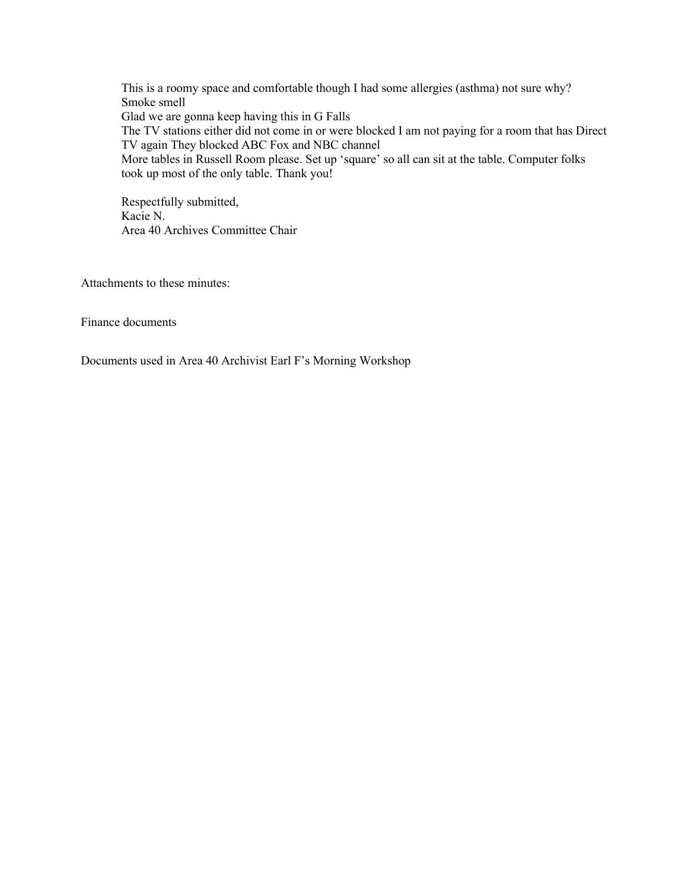This is a roomy space and comfortable though I had some allergies (asthma) not sure why?
Smoke smell
Glad we are gonna keep having this in G Falls
The TV stations either did not come in or were blocked I am not paying for a room that has Direct TV again They blocked ABC Fox and NBC channel
More tables in Russell Room please. Set up 'square' so all can sit at the table. Computer folks took up most of the only table. Thank you!

Respectfully submitted,
Kacie N.
Area 40 Archives Committee Chair

Attachments to these minutes:

Finance documents

Documents used in Area 40 Archivist Earl F's Morning Workshop